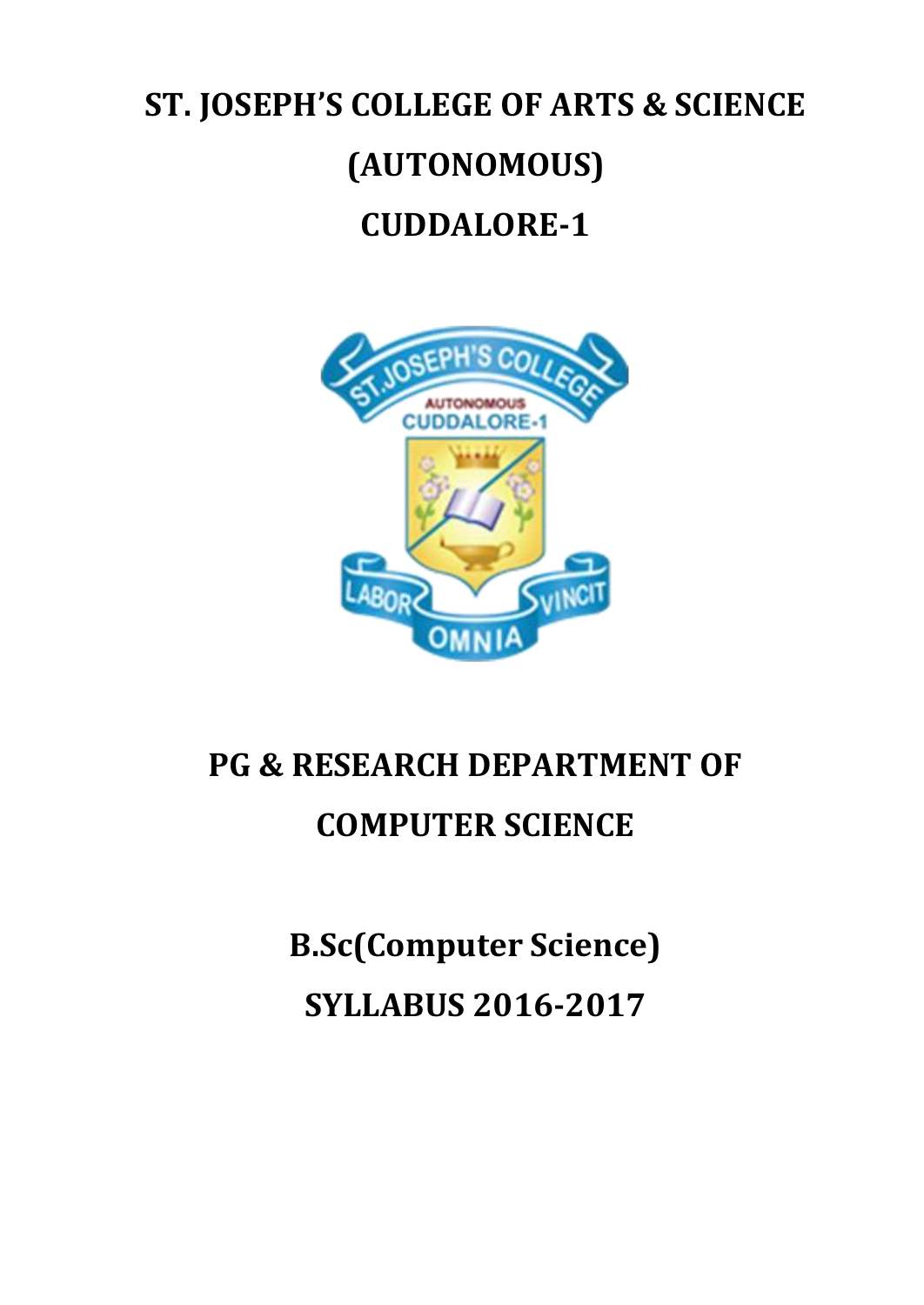# ST. JOSEPH'S COLLEGE OF ARTS & SCIENCE
# (AUTONOMOUS)
# CUDDALORE-1

## PG & RESEARCH DEPARTMENT OF COMPUTER SCIENCE

## B.Sc(Computer Science)
## SYLLABUS 2016-2017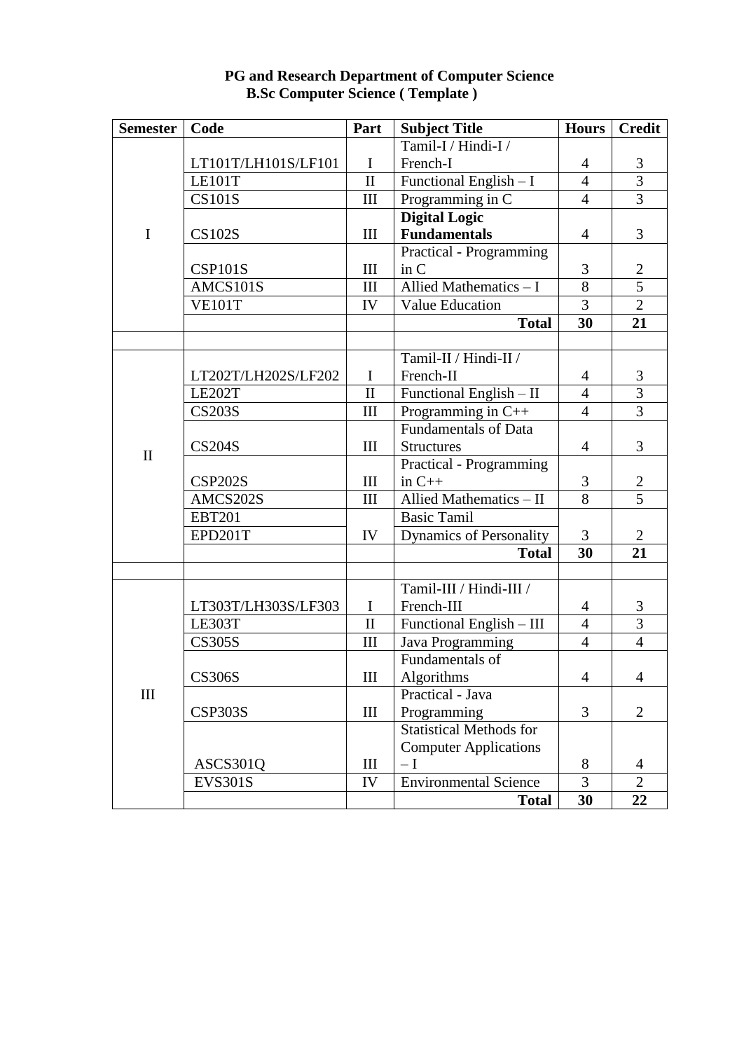**PG and Research Department of Computer Science**
**B.Sc Computer Science ( Template )**

| Semester | Code | Part | Subject Title | Hours | Credit |
|---|---|---|---|---|---|
| I | LT101T/LH101S/LF101 | I | Tamil-I / Hindi-I / French-I | 4 | 3 |
| | LE101T | II | Functional English – I | 4 | 3 |
| | CS101S | III | Programming in C | 4 | 3 |
| | CS102S | III | **Digital Logic Fundamentals** | 4 | 3 |
| | CSP101S | III | Practical - Programming in C | 3 | 2 |
| | AMCS101S | III | Allied Mathematics – I | 8 | 5 |
| | VE101T | IV | Value Education | 3 | 2 |
| | | | **Total** | **30** | **21** |
| | | | | | |
| II | LT202T/LH202S/LF202 | I | Tamil-II / Hindi-II / French-II | 4 | 3 |
| | LE202T | II | Functional English – II | 4 | 3 |
| | CS203S | III | Programming in C++ | 4 | 3 |
| | CS204S | III | Fundamentals of Data Structures | 4 | 3 |
| | CSP202S | III | Practical - Programming in C++ | 3 | 2 |
| | AMCS202S | III | Allied Mathematics – II | 8 | 5 |
| | EBT201 | IV | Basic Tamil | 3 | 2 |
| | EPD201T | | Dynamics of Personality | | |
| | | | **Total** | **30** | **21** |
| | | | | | |
| III | LT303T/LH303S/LF303 | I | Tamil-III / Hindi-III / French-III | 4 | 3 |
| | LE303T | II | Functional English – III | 4 | 3 |
| | CS305S | III | Java Programming | 4 | 4 |
| | CS306S | III | Fundamentals of Algorithms | 4 | 4 |
| | CSP303S | III | Practical - Java Programming | 3 | 2 |
| | ASCS301Q | III | Statistical Methods for Computer Applications – I | 8 | 4 |
| | EVS301S | IV | Environmental Science | 3 | 2 |
| | | | **Total** | **30** | **22** |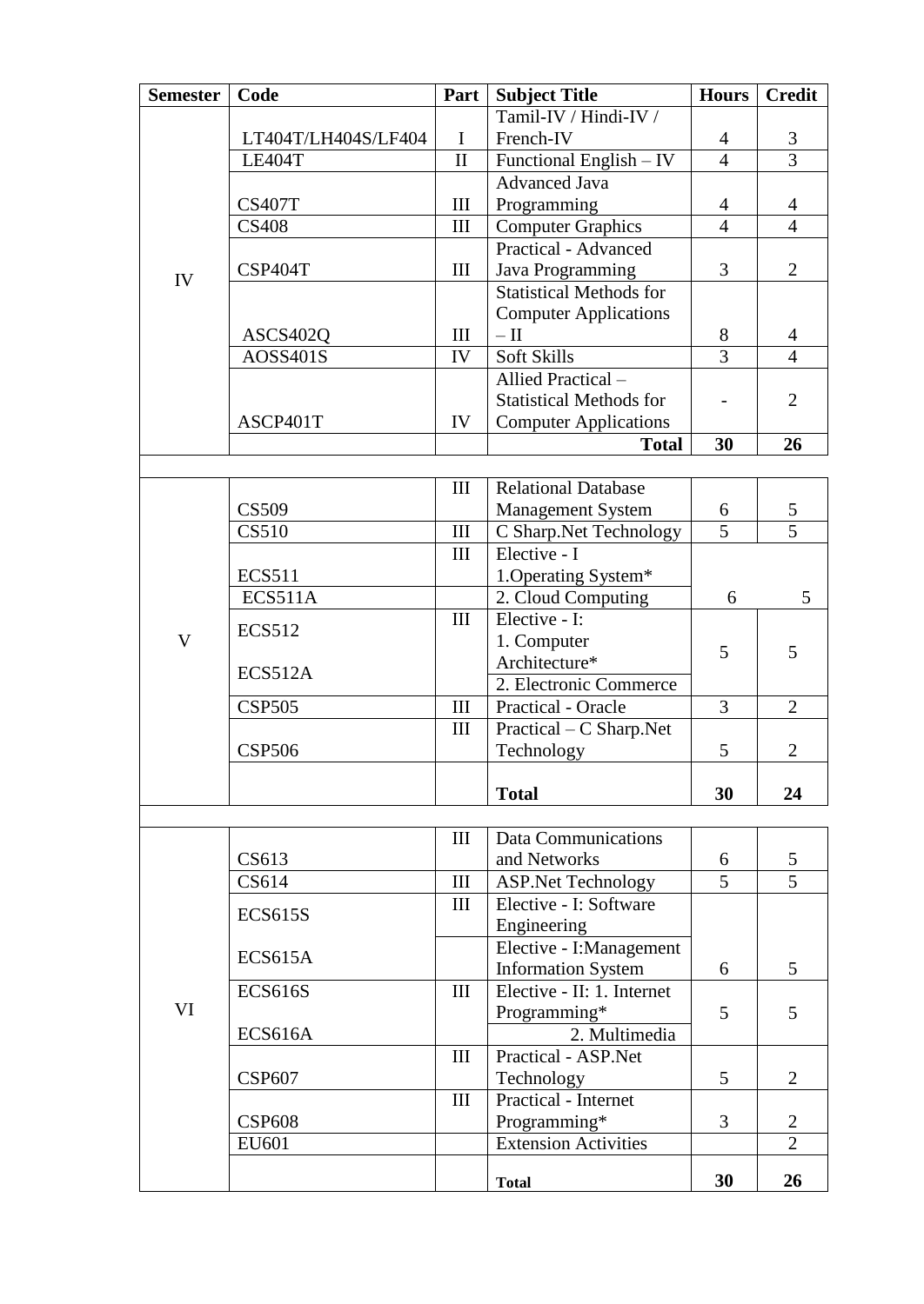| Semester | Code | Part | Subject Title | Hours | Credit |
|---|---|---|---|---|---|
| IV | LT404T/LH404S/LF404 | I | Tamil-IV / Hindi-IV / French-IV | 4 | 3 |
| | LE404T | II | Functional English – IV | 4 | 3 |
| | CS407T | III | Advanced Java Programming | 4 | 4 |
| | CS408 | III | Computer Graphics | 4 | 4 |
| | CSP404T | III | Practical - Advanced Java Programming | 3 | 2 |
| | ASCS402Q | III | Statistical Methods for Computer Applications – II | 8 | 4 |
| | AOSS401S | IV | Soft Skills | 3 | 4 |
| | ASCP401T | IV | Allied Practical – Statistical Methods for Computer Applications | - | 2 |
| | | | **Total** | **30** | **26** |
| | | | | | |
| V | CS509 | III | Relational Database Management System | 6 | 5 |
| | CS510 | III | C Sharp.Net Technology | 5 | 5 |
| | ECS511 | III | Elective - I 1.Operating System* | | |
| | ECS511A | | 2. Cloud Computing | 6 | 5 |
| | ECS512 | III | Elective - I: 1. Computer Architecture* | 5 | 5 |
| | ECS512A | | 2. Electronic Commerce | | |
| | CSP505 | III | Practical - Oracle | 3 | 2 |
| | CSP506 | III | Practical – C Sharp.Net Technology | 5 | 2 |
| | | | **Total** | **30** | **24** |
| | | | | | |
| VI | CS613 | III | Data Communications and Networks | 6 | 5 |
| | CS614 | III | ASP.Net Technology | 5 | 5 |
| | ECS615S | III | Elective - I: Software Engineering | | |
| | ECS615A | | Elective - I:Management Information System | 6 | 5 |
| | ECS616S | III | Elective - II: 1. Internet Programming* | 5 | 5 |
| | ECS616A | | 2. Multimedia | | |
| | CSP607 | III | Practical - ASP.Net Technology | 5 | 2 |
| | CSP608 | III | Practical - Internet Programming* | 3 | 2 |
| | EU601 | | Extension Activities | | 2 |
| | | | **Total** | **30** | **26** |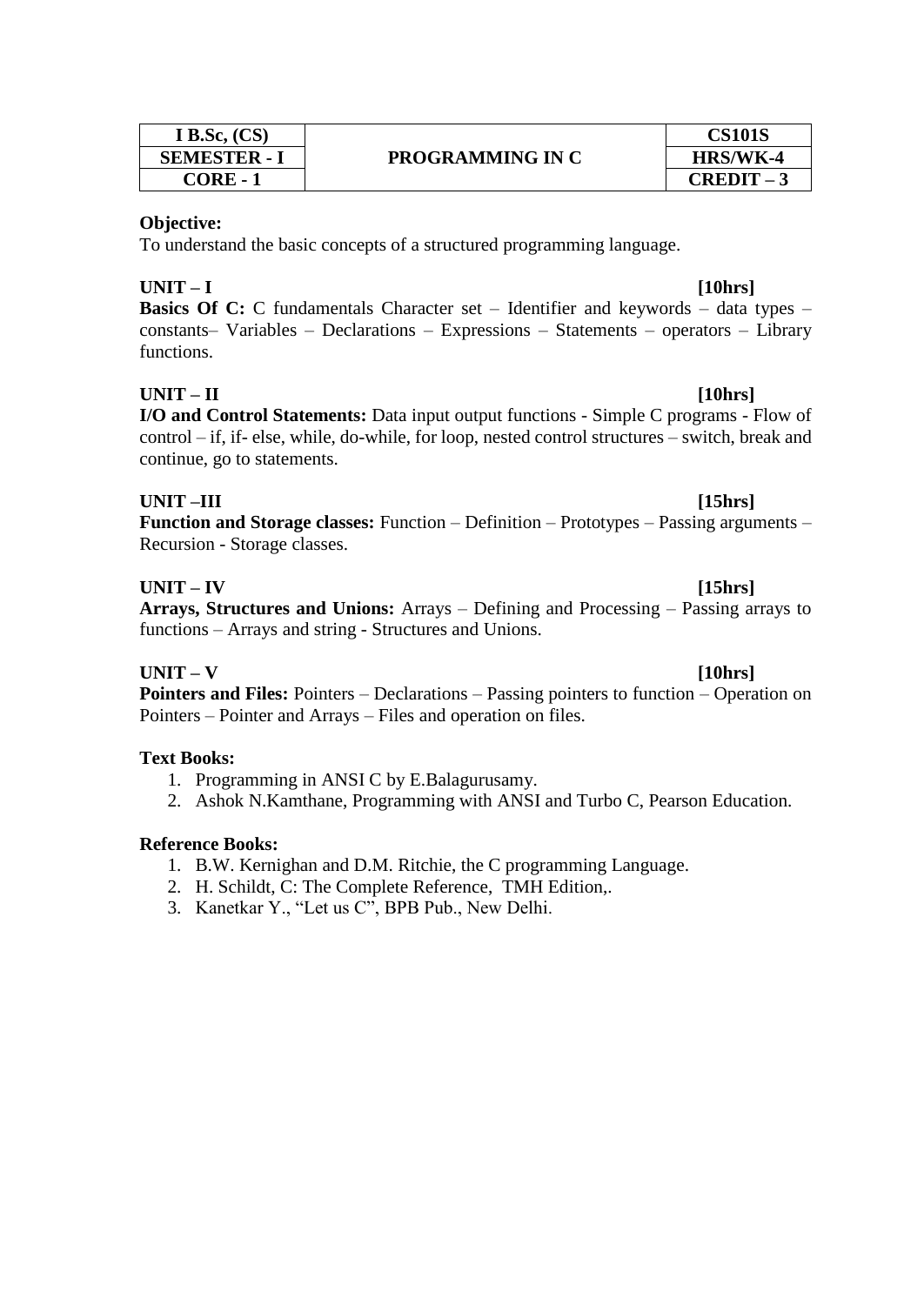| I B.Sc, (CS) | PROGRAMMING IN C | CS101S |
|---|---|---|
| SEMESTER - I | | HRS/WK-4 |
| CORE - 1 | | CREDIT – 3 |

**Objective:**
To understand the basic concepts of a structured programming language.

**UNIT – I** **[10hrs]**
**Basics Of C:** C fundamentals Character set – Identifier and keywords – data types – constants– Variables – Declarations – Expressions – Statements – operators – Library functions.

**UNIT – II** **[10hrs]**
**I/O and Control Statements:** Data input output functions - Simple C programs - Flow of control – if, if- else, while, do-while, for loop, nested control structures – switch, break and continue, go to statements.

**UNIT –III** **[15hrs]**
**Function and Storage classes:** Function – Definition – Prototypes – Passing arguments – Recursion - Storage classes.

**UNIT – IV** **[15hrs]**
**Arrays, Structures and Unions:** Arrays – Defining and Processing – Passing arrays to functions – Arrays and string - Structures and Unions.

**UNIT – V** **[10hrs]**
**Pointers and Files:** Pointers – Declarations – Passing pointers to function – Operation on Pointers – Pointer and Arrays – Files and operation on files.

**Text Books:**

1. Programming in ANSI C by E.Balagurusamy.
2. Ashok N.Kamthane, Programming with ANSI and Turbo C, Pearson Education.

**Reference Books:**

1. B.W. Kernighan and D.M. Ritchie, the C programming Language.
2. H. Schildt, C: The Complete Reference, TMH Edition,.
3. Kanetkar Y., "Let us C", BPB Pub., New Delhi.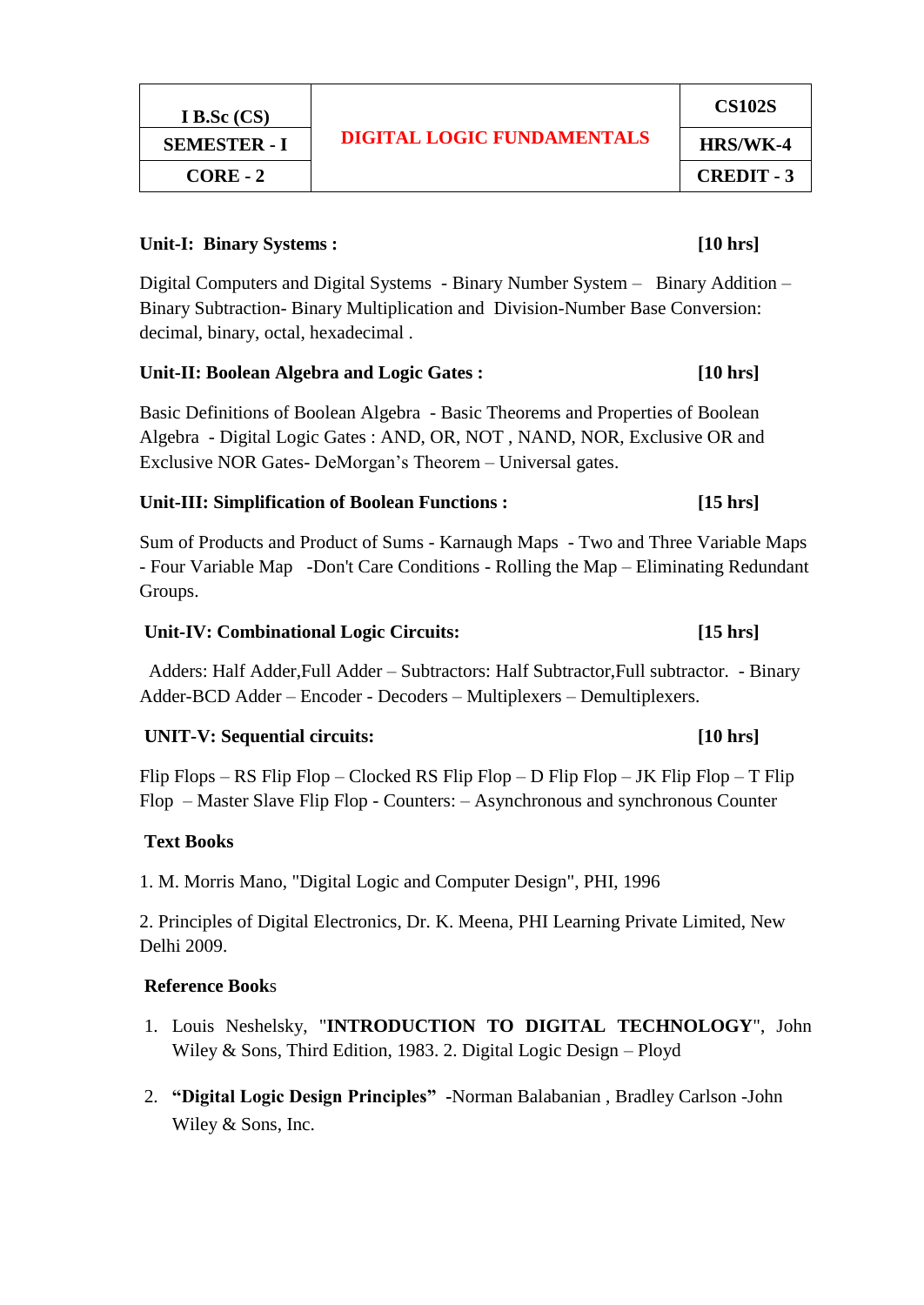| I B.Sc (CS) | DIGITAL LOGIC FUNDAMENTALS | CS102S |
|---|---|---|
| SEMESTER - I | | HRS/WK-4 |
| CORE - 2 | | CREDIT - 3 |

**Unit-I: Binary Systems :** **[10 hrs]**

Digital Computers and Digital Systems - Binary Number System – Binary Addition – Binary Subtraction- Binary Multiplication and Division-Number Base Conversion: decimal, binary, octal, hexadecimal .

**Unit-II: Boolean Algebra and Logic Gates :** **[10 hrs]**

Basic Definitions of Boolean Algebra - Basic Theorems and Properties of Boolean Algebra - Digital Logic Gates : AND, OR, NOT , NAND, NOR, Exclusive OR and Exclusive NOR Gates- DeMorgan's Theorem – Universal gates.

**Unit-III: Simplification of Boolean Functions :** **[15 hrs]**

Sum of Products and Product of Sums - Karnaugh Maps - Two and Three Variable Maps - Four Variable Map -Don't Care Conditions - Rolling the Map – Eliminating Redundant Groups.

**Unit-IV: Combinational Logic Circuits:** **[15 hrs]**

Adders: Half Adder,Full Adder – Subtractors: Half Subtractor,Full subtractor. - Binary Adder-BCD Adder – Encoder - Decoders – Multiplexers – Demultiplexers.

**UNIT-V: Sequential circuits:** **[10 hrs]**

Flip Flops – RS Flip Flop – Clocked RS Flip Flop – D Flip Flop – JK Flip Flop – T Flip Flop – Master Slave Flip Flop - Counters: – Asynchronous and synchronous Counter

**Text Books**

1. M. Morris Mano, "Digital Logic and Computer Design", PHI, 1996

2. Principles of Digital Electronics, Dr. K. Meena, PHI Learning Private Limited, New Delhi 2009.

**Reference Books**

1. Louis Neshelsky, "**INTRODUCTION TO DIGITAL TECHNOLOGY**", John Wiley & Sons, Third Edition, 1983. 2. Digital Logic Design – Ployd
2. **"Digital Logic Design Principles"** -Norman Balabanian , Bradley Carlson -John Wiley & Sons, Inc.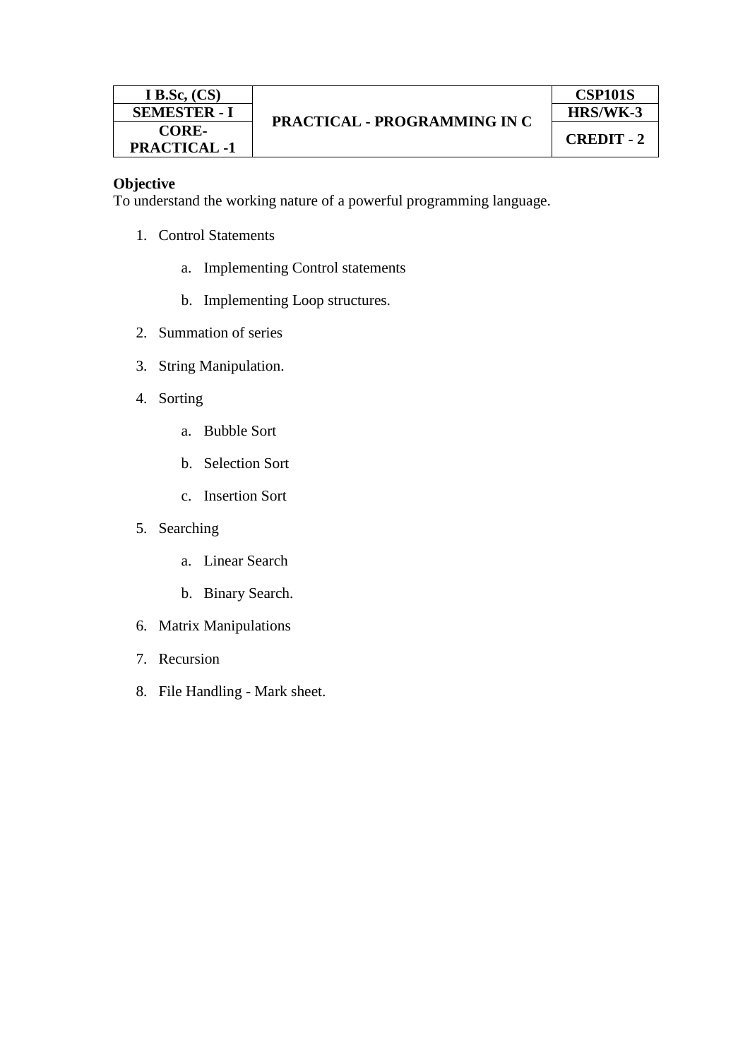| I B.Sc, (CS) | PRACTICAL - PROGRAMMING IN C | CSP101S |
|---|---|---|
| SEMESTER - I | | HRS/WK-3 |
| CORE-PRACTICAL -1 | | CREDIT - 2 |

**Objective**
To understand the working nature of a powerful programming language.

1. Control Statements
   a. Implementing Control statements
   b. Implementing Loop structures.
2. Summation of series
3. String Manipulation.
4. Sorting
   a. Bubble Sort
   b. Selection Sort
   c. Insertion Sort
5. Searching
   a. Linear Search
   b. Binary Search.
6. Matrix Manipulations
7. Recursion
8. File Handling - Mark sheet.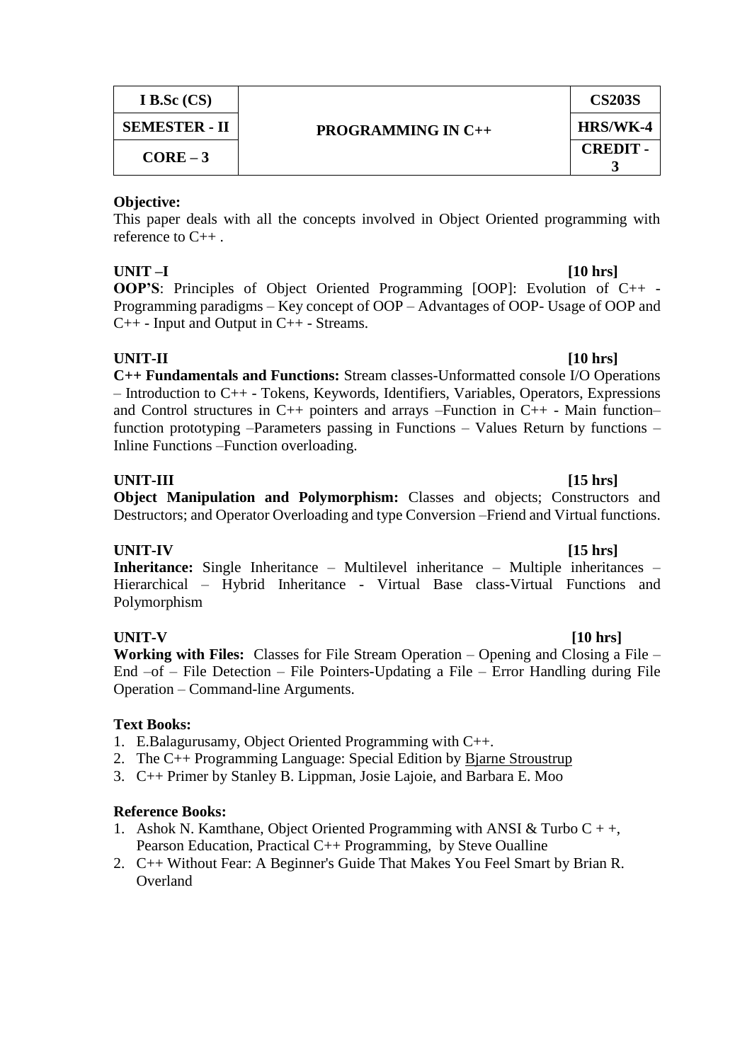| I B.Sc (CS) | PROGRAMMING IN C++ | CS203S |
|---|---|---|
| SEMESTER - II | | HRS/WK-4 |
| CORE – 3 | | CREDIT - 3 |

**Objective:**
This paper deals with all the concepts involved in Object Oriented programming with reference to C++ .

**UNIT –I** **[10 hrs]**
**OOP'S**: Principles of Object Oriented Programming [OOP]: Evolution of C++ - Programming paradigms – Key concept of OOP – Advantages of OOP- Usage of OOP and C++ - Input and Output in C++ - Streams.

**UNIT-II** **[10 hrs]**
**C++ Fundamentals and Functions:** Stream classes-Unformatted console I/O Operations – Introduction to C++ - Tokens, Keywords, Identifiers, Variables, Operators, Expressions and Control structures in C++ pointers and arrays –Function in C++ - Main function– function prototyping –Parameters passing in Functions – Values Return by functions – Inline Functions –Function overloading.

**UNIT-III** **[15 hrs]**
**Object Manipulation and Polymorphism:** Classes and objects; Constructors and Destructors; and Operator Overloading and type Conversion –Friend and Virtual functions.

**UNIT-IV** **[15 hrs]**
**Inheritance:** Single Inheritance – Multilevel inheritance – Multiple inheritances – Hierarchical – Hybrid Inheritance - Virtual Base class-Virtual Functions and Polymorphism

**UNIT-V** **[10 hrs]**
**Working with Files:** Classes for File Stream Operation – Opening and Closing a File – End –of – File Detection – File Pointers-Updating a File – Error Handling during File Operation – Command-line Arguments.

**Text Books:**
1. E.Balagurusamy, Object Oriented Programming with C++.
2. The C++ Programming Language: Special Edition by Bjarne Stroustrup
3. C++ Primer by Stanley B. Lippman, Josie Lajoie, and Barbara E. Moo

**Reference Books:**
1. Ashok N. Kamthane, Object Oriented Programming with ANSI & Turbo C + +, Pearson Education, Practical C++ Programming, by Steve Oualline
2. C++ Without Fear: A Beginner's Guide That Makes You Feel Smart by Brian R. Overland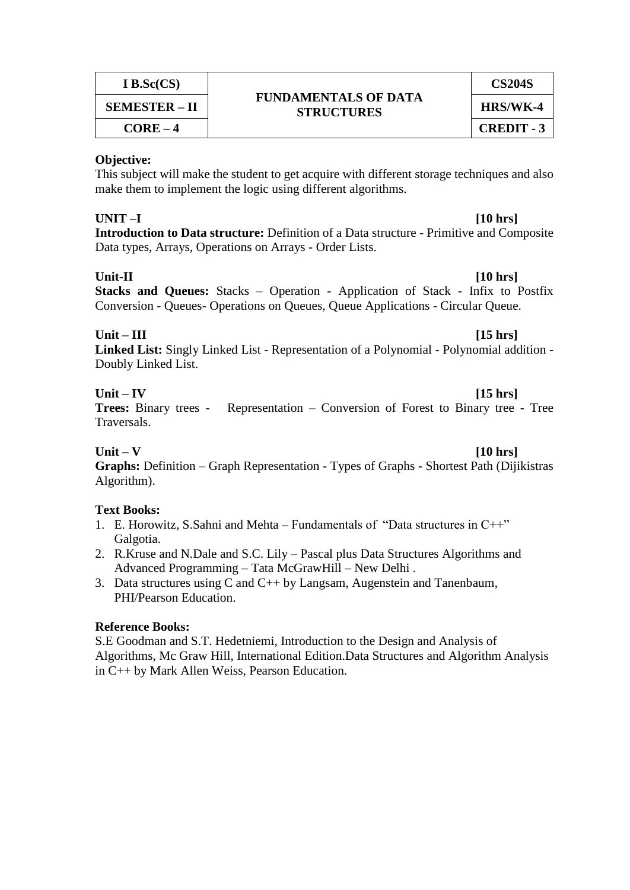| I B.Sc(CS) | FUNDAMENTALS OF DATA STRUCTURES | CS204S |
|---|---|---|
| SEMESTER – II | | HRS/WK-4 |
| CORE – 4 | | CREDIT - 3 |

**Objective:**
This subject will make the student to get acquire with different storage techniques and also make them to implement the logic using different algorithms.

**UNIT –I** **[10 hrs]**
**Introduction to Data structure:** Definition of a Data structure - Primitive and Composite Data types, Arrays, Operations on Arrays - Order Lists.

**Unit-II** **[10 hrs]**
**Stacks and Queues:** Stacks – Operation - Application of Stack - Infix to Postfix Conversion - Queues- Operations on Queues, Queue Applications - Circular Queue.

**Unit – III** **[15 hrs]**
**Linked List:** Singly Linked List - Representation of a Polynomial - Polynomial addition - Doubly Linked List.

**Unit – IV** **[15 hrs]**
**Trees:** Binary trees - Representation – Conversion of Forest to Binary tree - Tree Traversals.

**Unit – V** **[10 hrs]**
**Graphs:** Definition – Graph Representation - Types of Graphs - Shortest Path (Dijikistras Algorithm).

**Text Books:**

1. E. Horowitz, S.Sahni and Mehta – Fundamentals of "Data structures in C++" Galgotia.
2. R.Kruse and N.Dale and S.C. Lily – Pascal plus Data Structures Algorithms and Advanced Programming – Tata McGrawHill – New Delhi .
3. Data structures using C and C++ by Langsam, Augenstein and Tanenbaum, PHI/Pearson Education.

**Reference Books:**
S.E Goodman and S.T. Hedetniemi, Introduction to the Design and Analysis of Algorithms, Mc Graw Hill, International Edition.Data Structures and Algorithm Analysis in C++ by Mark Allen Weiss, Pearson Education.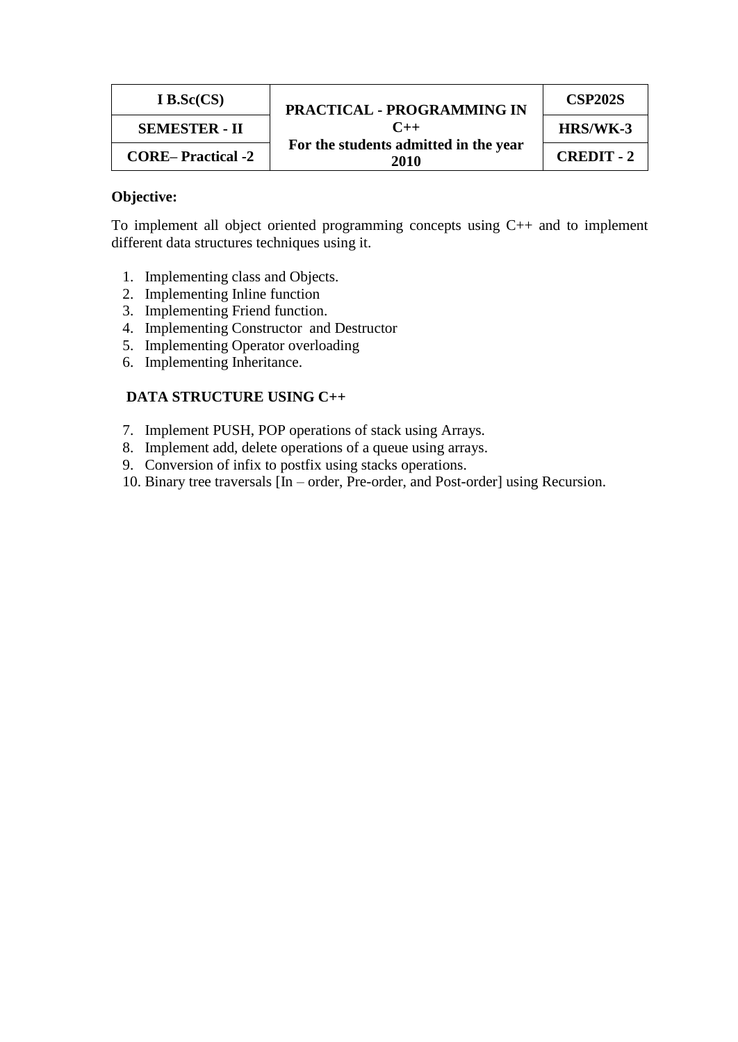| I B.Sc(CS) | PRACTICAL - PROGRAMMING IN C++ For the students admitted in the year 2010 | CSP202S |
|---|---|---|
| SEMESTER - II | | HRS/WK-3 |
| CORE– Practical -2 | | CREDIT - 2 |

**Objective:**

To implement all object oriented programming concepts using C++ and to implement different data structures techniques using it.

1. Implementing class and Objects.
2. Implementing Inline function
3. Implementing Friend function.
4. Implementing Constructor and Destructor
5. Implementing Operator overloading
6. Implementing Inheritance.

**DATA STRUCTURE USING C++**

7. Implement PUSH, POP operations of stack using Arrays.
8. Implement add, delete operations of a queue using arrays.
9. Conversion of infix to postfix using stacks operations.
10. Binary tree traversals [In – order, Pre-order, and Post-order] using Recursion.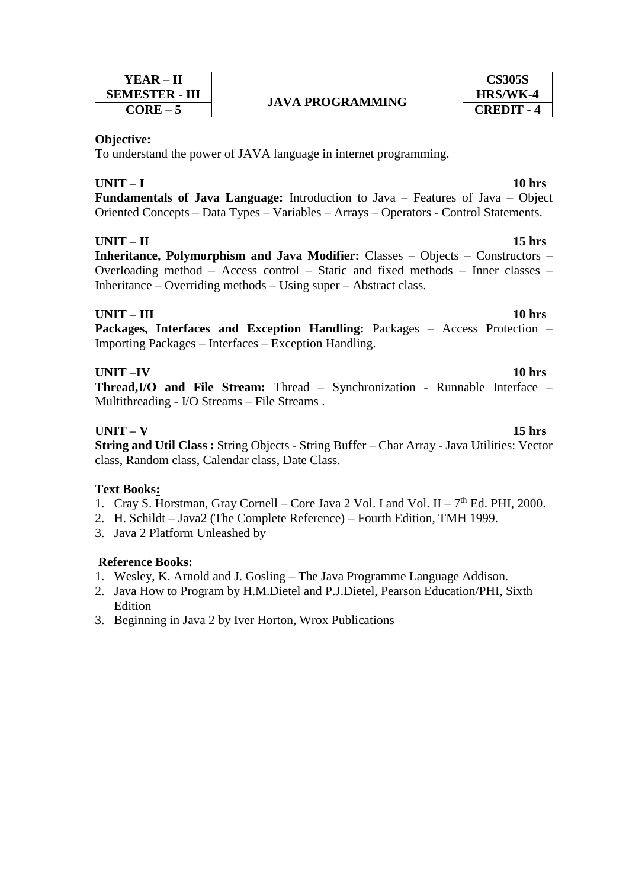| YEAR – II | JAVA PROGRAMMING | CS305S |
|---|---|---|
| SEMESTER - III | | HRS/WK-4 |
| CORE – 5 | | CREDIT - 4 |

**Objective:**

To understand the power of JAVA language in internet programming.

**UNIT – I** **10 hrs**

**Fundamentals of Java Language:** Introduction to Java – Features of Java – Object Oriented Concepts – Data Types – Variables – Arrays – Operators - Control Statements.

**UNIT – II** **15 hrs**

**Inheritance, Polymorphism and Java Modifier:** Classes – Objects – Constructors – Overloading method – Access control – Static and fixed methods – Inner classes – Inheritance – Overriding methods – Using super – Abstract class.

**UNIT – III** **10 hrs**

**Packages, Interfaces and Exception Handling:** Packages – Access Protection – Importing Packages – Interfaces – Exception Handling.

**UNIT –IV** **10 hrs**

**Thread,I/O and File Stream:** Thread – Synchronization - Runnable Interface – Multithreading - I/O Streams – File Streams .

**UNIT – V** **15 hrs**

**String and Util Class :** String Objects - String Buffer – Char Array - Java Utilities: Vector class, Random class, Calendar class, Date Class.

**Text Books:**

1. Cray S. Horstman, Gray Cornell – Core Java 2 Vol. I and Vol. II – 7th Ed. PHI, 2000.
2. H. Schildt – Java2 (The Complete Reference) – Fourth Edition, TMH 1999.
3. Java 2 Platform Unleashed by

**Reference Books:**

1. Wesley, K. Arnold and J. Gosling – The Java Programme Language Addison.
2. Java How to Program by H.M.Dietel and P.J.Dietel, Pearson Education/PHI, Sixth Edition
3. Beginning in Java 2 by Iver Horton, Wrox Publications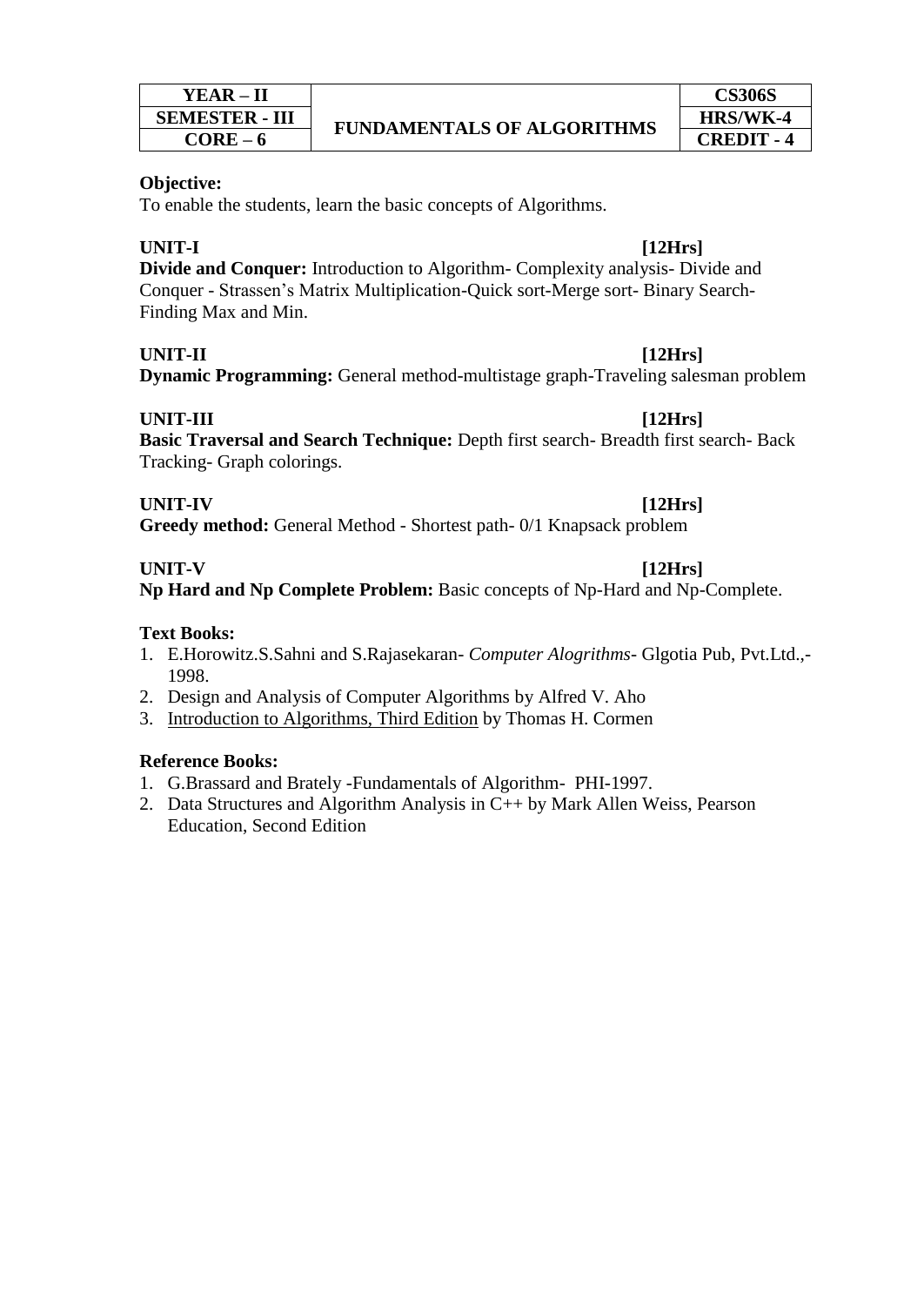| YEAR – II | FUNDAMENTALS OF ALGORITHMS | CS306S |
|---|---|---|
| SEMESTER - III | | HRS/WK-4 |
| CORE – 6 | | CREDIT - 4 |

**Objective:**
To enable the students, learn the basic concepts of Algorithms.

**UNIT-I [12Hrs]**
**Divide and Conquer:** Introduction to Algorithm- Complexity analysis- Divide and Conquer - Strassen's Matrix Multiplication-Quick sort-Merge sort- Binary Search-Finding Max and Min.

**UNIT-II [12Hrs]**
**Dynamic Programming:** General method-multistage graph-Traveling salesman problem

**UNIT-III [12Hrs]**
**Basic Traversal and Search Technique:** Depth first search- Breadth first search- Back Tracking- Graph colorings.

**UNIT-IV [12Hrs]**
**Greedy method:** General Method - Shortest path- 0/1 Knapsack problem

**UNIT-V [12Hrs]**
**Np Hard and Np Complete Problem:** Basic concepts of Np-Hard and Np-Complete.

**Text Books:**

1. E.Horowitz.S.Sahni and S.Rajasekaran- *Computer Alogrithms*- Glgotia Pub, Pvt.Ltd.,- 1998.
2. Design and Analysis of Computer Algorithms by Alfred V. Aho
3. Introduction to Algorithms, Third Edition by Thomas H. Cormen

**Reference Books:**

1. G.Brassard and Brately -Fundamentals of Algorithm- PHI-1997.
2. Data Structures and Algorithm Analysis in C++ by Mark Allen Weiss, Pearson Education, Second Edition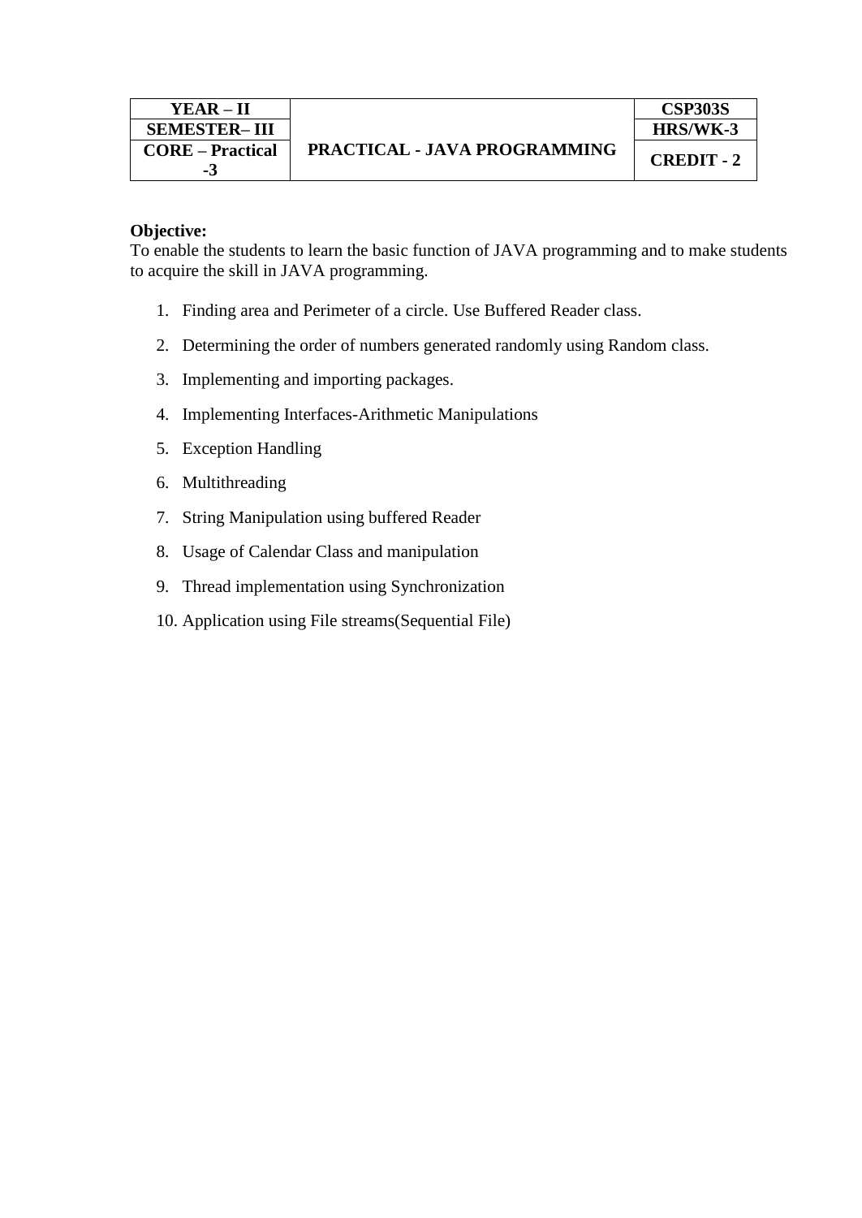| YEAR – II | PRACTICAL - JAVA PROGRAMMING | CSP303S |
|---|---|---|
| SEMESTER– III | | HRS/WK-3 |
| CORE – Practical -3 | | CREDIT - 2 |

**Objective:**
To enable the students to learn the basic function of JAVA programming and to make students to acquire the skill in JAVA programming.

1. Finding area and Perimeter of a circle. Use Buffered Reader class.
2. Determining the order of numbers generated randomly using Random class.
3. Implementing and importing packages.
4. Implementing Interfaces-Arithmetic Manipulations
5. Exception Handling
6. Multithreading
7. String Manipulation using buffered Reader
8. Usage of Calendar Class and manipulation
9. Thread implementation using Synchronization
10. Application using File streams(Sequential File)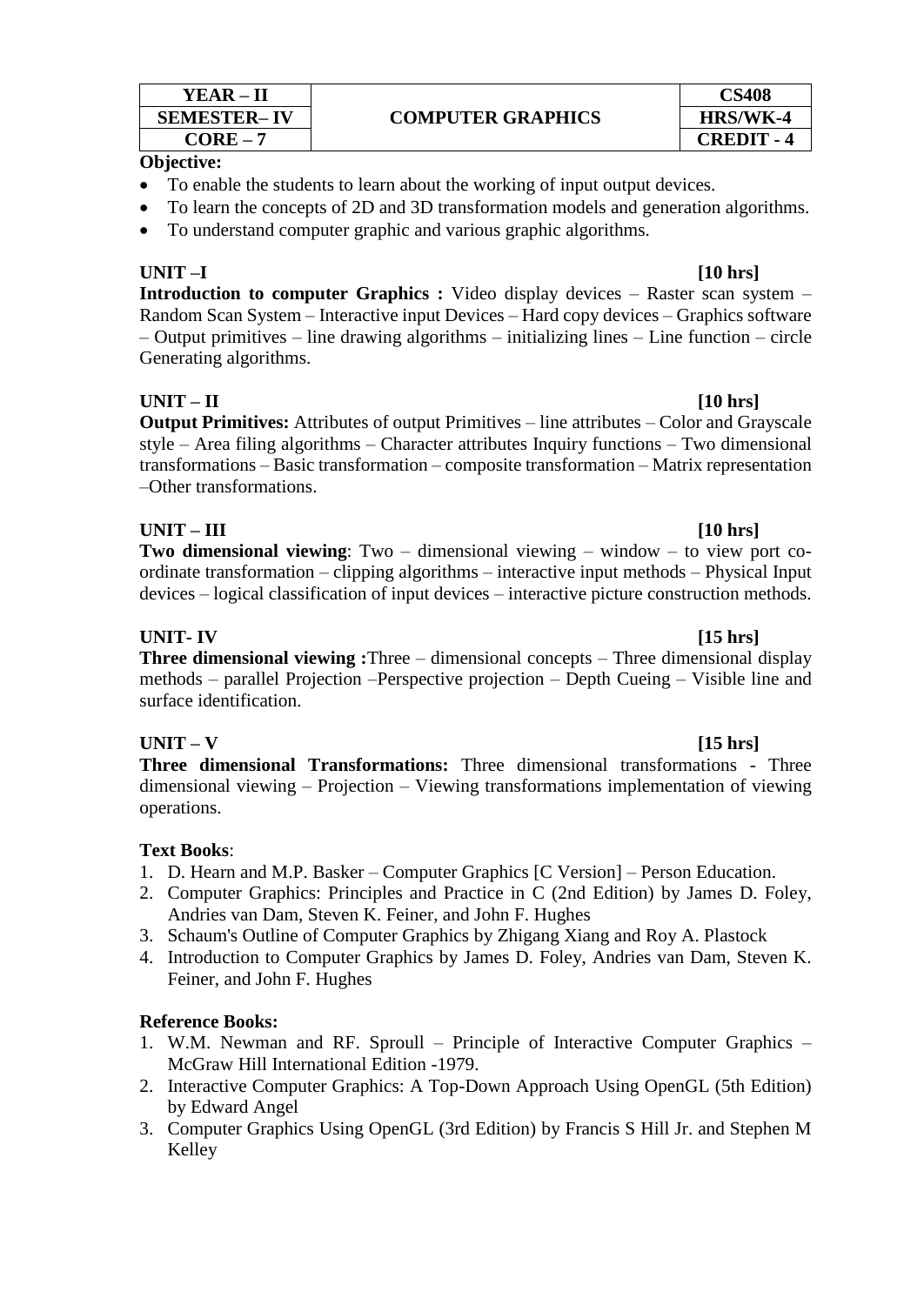| YEAR – II | COMPUTER GRAPHICS | CS408 |
|---|---|---|
| SEMESTER– IV | | HRS/WK-4 |
| CORE – 7 | | CREDIT - 4 |

**Objective:**

- To enable the students to learn about the working of input output devices.
- To learn the concepts of 2D and 3D transformation models and generation algorithms.
- To understand computer graphic and various graphic algorithms.

**UNIT –I [10 hrs]**

**Introduction to computer Graphics :** Video display devices – Raster scan system – Random Scan System – Interactive input Devices – Hard copy devices – Graphics software – Output primitives – line drawing algorithms – initializing lines – Line function – circle Generating algorithms.

**UNIT – II [10 hrs]**

**Output Primitives:** Attributes of output Primitives – line attributes – Color and Grayscale style – Area filing algorithms – Character attributes Inquiry functions – Two dimensional transformations – Basic transformation – composite transformation – Matrix representation –Other transformations.

**UNIT – III [10 hrs]**

**Two dimensional viewing**: Two – dimensional viewing – window – to view port co-ordinate transformation – clipping algorithms – interactive input methods – Physical Input devices – logical classification of input devices – interactive picture construction methods.

**UNIT- IV [15 hrs]**

**Three dimensional viewing :**Three – dimensional concepts – Three dimensional display methods – parallel Projection –Perspective projection – Depth Cueing – Visible line and surface identification.

**UNIT – V [15 hrs]**

**Three dimensional Transformations:** Three dimensional transformations - Three dimensional viewing – Projection – Viewing transformations implementation of viewing operations.

**Text Books**:

1. D. Hearn and M.P. Basker – Computer Graphics [C Version] – Person Education.
2. Computer Graphics: Principles and Practice in C (2nd Edition) by James D. Foley, Andries van Dam, Steven K. Feiner, and John F. Hughes
3. Schaum's Outline of Computer Graphics by Zhigang Xiang and Roy A. Plastock
4. Introduction to Computer Graphics by James D. Foley, Andries van Dam, Steven K. Feiner, and John F. Hughes

**Reference Books:**

1. W.M. Newman and RF. Sproull – Principle of Interactive Computer Graphics – McGraw Hill International Edition -1979.
2. Interactive Computer Graphics: A Top-Down Approach Using OpenGL (5th Edition) by Edward Angel
3. Computer Graphics Using OpenGL (3rd Edition) by Francis S Hill Jr. and Stephen M Kelley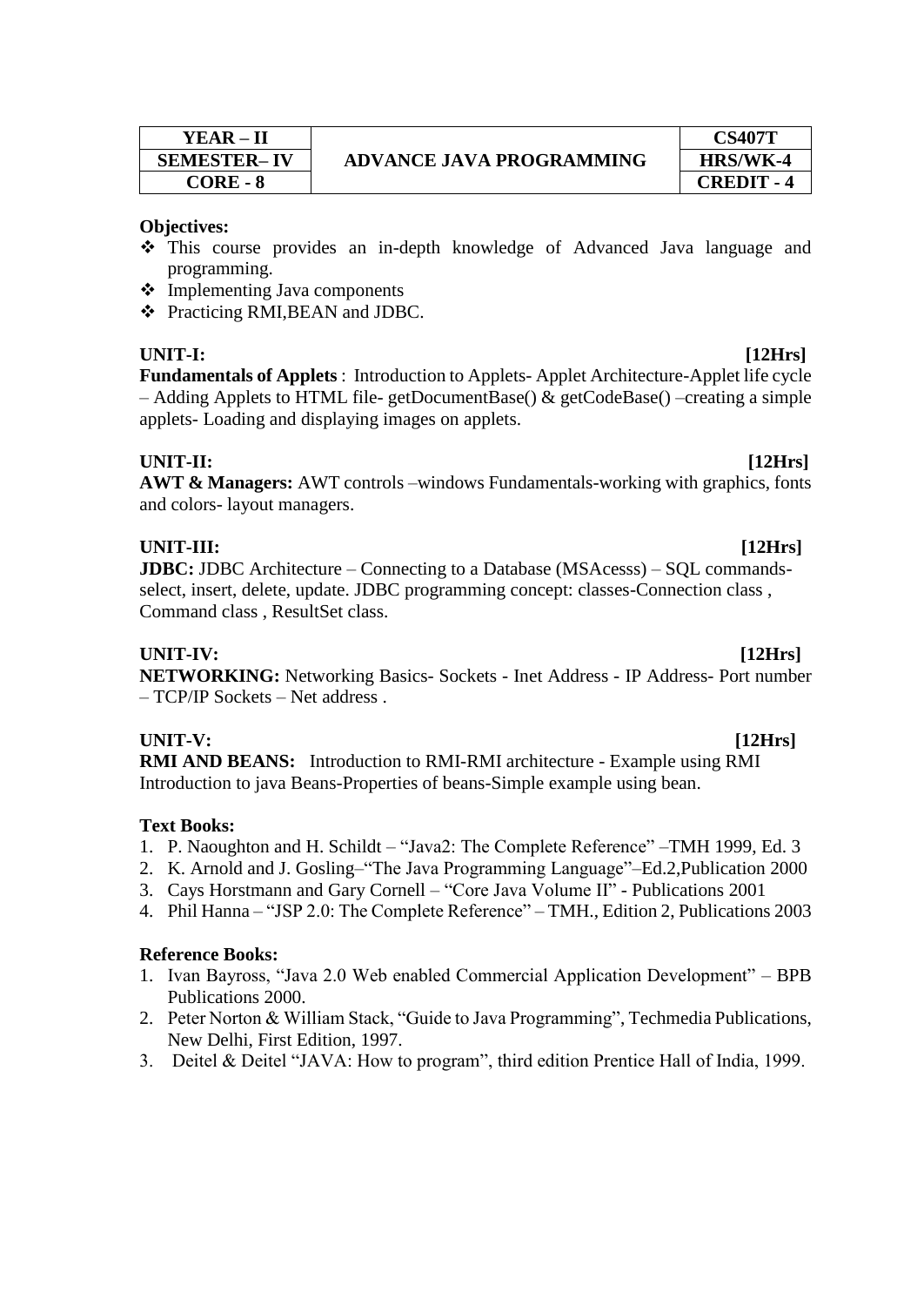| YEAR – II | ADVANCE JAVA PROGRAMMING | CS407T |
| --- | --- | --- |
| SEMESTER– IV | | HRS/WK-4 |
| CORE - 8 | | CREDIT - 4 |

**Objectives:**

- ❖ This course provides an in-depth knowledge of Advanced Java language and programming.
- ❖ Implementing Java components
- ❖ Practicing RMI,BEAN and JDBC.

**UNIT-I: [12Hrs]**

**Fundamentals of Applets** : Introduction to Applets- Applet Architecture-Applet life cycle – Adding Applets to HTML file- getDocumentBase() & getCodeBase() –creating a simple applets- Loading and displaying images on applets.

**UNIT-II: [12Hrs]**

**AWT & Managers:** AWT controls –windows Fundamentals-working with graphics, fonts and colors- layout managers.

**UNIT-III: [12Hrs]**

**JDBC:** JDBC Architecture – Connecting to a Database (MSAcesss) – SQL commands-select, insert, delete, update. JDBC programming concept: classes-Connection class , Command class , ResultSet class.

**UNIT-IV: [12Hrs]**

**NETWORKING:** Networking Basics- Sockets - Inet Address - IP Address- Port number – TCP/IP Sockets – Net address .

**UNIT-V: [12Hrs]**

**RMI AND BEANS:** Introduction to RMI-RMI architecture - Example using RMI Introduction to java Beans-Properties of beans-Simple example using bean.

**Text Books:**

1. P. Naoughton and H. Schildt – "Java2: The Complete Reference" –TMH 1999, Ed. 3
2. K. Arnold and J. Gosling–"The Java Programming Language"–Ed.2,Publication 2000
3. Cays Horstmann and Gary Cornell – "Core Java Volume II" - Publications 2001
4. Phil Hanna – "JSP 2.0: The Complete Reference" – TMH., Edition 2, Publications 2003

**Reference Books:**

1. Ivan Bayross, "Java 2.0 Web enabled Commercial Application Development" – BPB Publications 2000.
2. Peter Norton & William Stack, "Guide to Java Programming", Techmedia Publications, New Delhi, First Edition, 1997.
3. Deitel & Deitel "JAVA: How to program", third edition Prentice Hall of India, 1999.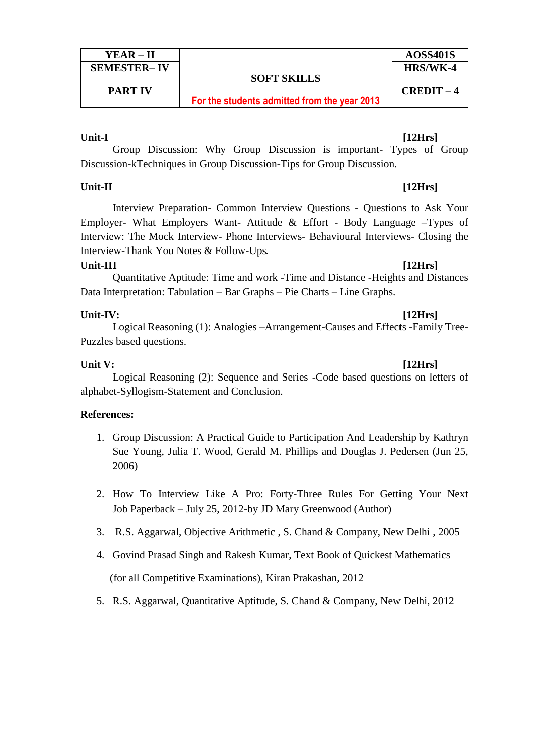| YEAR – II | SOFT SKILLS | AOSS401S |
|---|---|---|
| SEMESTER– IV | | HRS/WK-4 |
| PART IV | For the students admitted from the year 2013 | CREDIT – 4 |

**Unit-I** **[12Hrs]**

Group Discussion: Why Group Discussion is important- Types of Group Discussion-kTechniques in Group Discussion-Tips for Group Discussion.

**Unit-II** **[12Hrs]**

Interview Preparation- Common Interview Questions - Questions to Ask Your Employer- What Employers Want- Attitude & Effort - Body Language –Types of Interview: The Mock Interview- Phone Interviews- Behavioural Interviews- Closing the Interview-Thank You Notes & Follow-Ups.

**Unit-III** **[12Hrs]**

Quantitative Aptitude: Time and work -Time and Distance -Heights and Distances Data Interpretation: Tabulation – Bar Graphs – Pie Charts – Line Graphs.

**Unit-IV:** **[12Hrs]**

Logical Reasoning (1): Analogies –Arrangement-Causes and Effects -Family Tree-Puzzles based questions.

**Unit V:** **[12Hrs]**

Logical Reasoning (2): Sequence and Series -Code based questions on letters of alphabet-Syllogism-Statement and Conclusion.

**References:**

1. Group Discussion: A Practical Guide to Participation And Leadership by Kathryn Sue Young, Julia T. Wood, Gerald M. Phillips and Douglas J. Pedersen (Jun 25, 2006)

2. How To Interview Like A Pro: Forty-Three Rules For Getting Your Next Job Paperback – July 25, 2012-by JD Mary Greenwood (Author)

3. R.S. Aggarwal, Objective Arithmetic , S. Chand & Company, New Delhi , 2005

4. Govind Prasad Singh and Rakesh Kumar, Text Book of Quickest Mathematics

   (for all Competitive Examinations), Kiran Prakashan, 2012

5. R.S. Aggarwal, Quantitative Aptitude, S. Chand & Company, New Delhi, 2012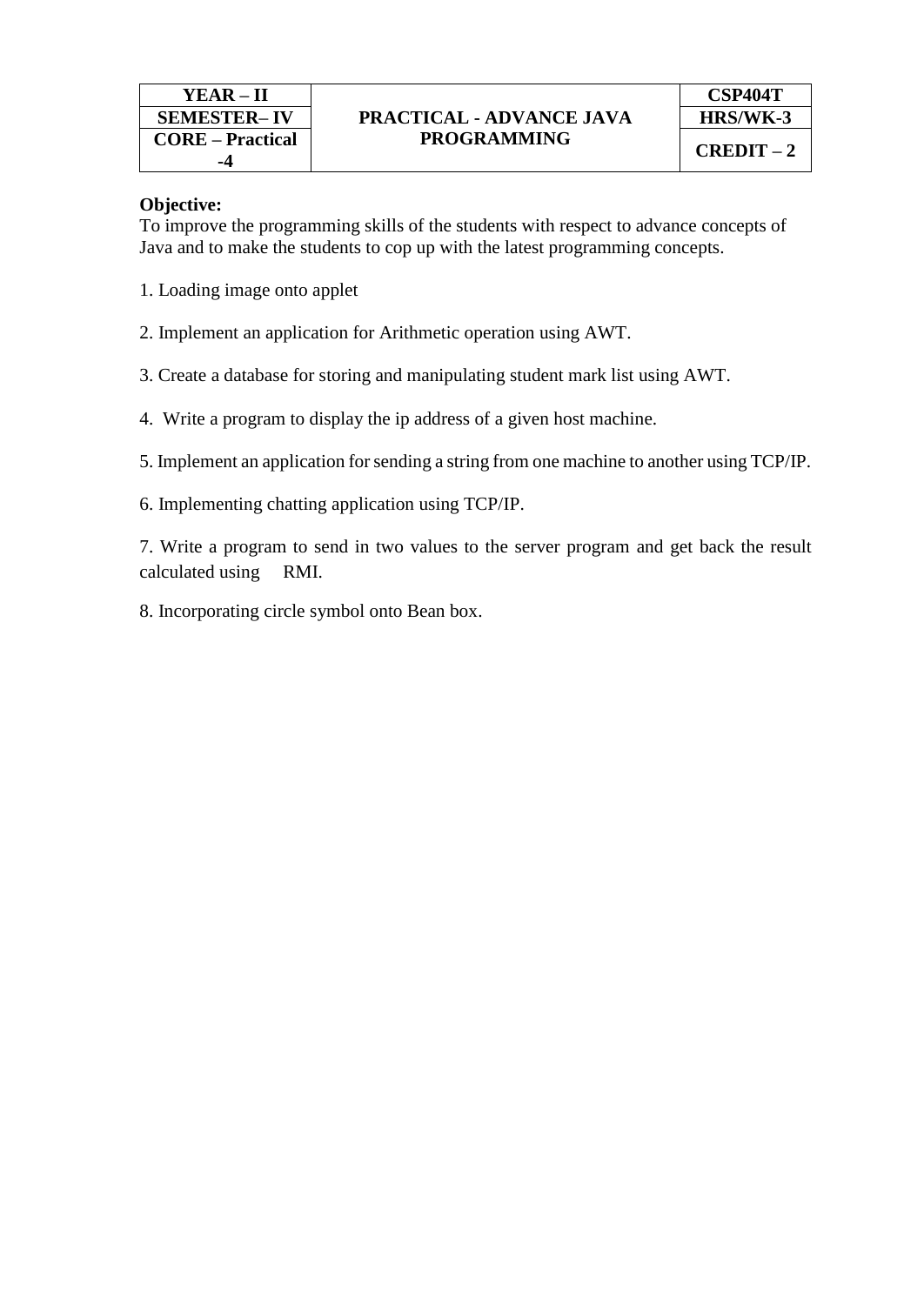| YEAR – II | PRACTICAL - ADVANCE JAVA PROGRAMMING | CSP404T |
|---|---|---|
| SEMESTER– IV | | HRS/WK-3 |
| CORE – Practical -4 | | CREDIT – 2 |

**Objective:**
To improve the programming skills of the students with respect to advance concepts of Java and to make the students to cop up with the latest programming concepts.

1. Loading image onto applet

2. Implement an application for Arithmetic operation using AWT.

3. Create a database for storing and manipulating student mark list using AWT.

4. Write a program to display the ip address of a given host machine.

5. Implement an application for sending a string from one machine to another using TCP/IP.

6. Implementing chatting application using TCP/IP.

7. Write a program to send in two values to the server program and get back the result calculated using RMI.

8. Incorporating circle symbol onto Bean box.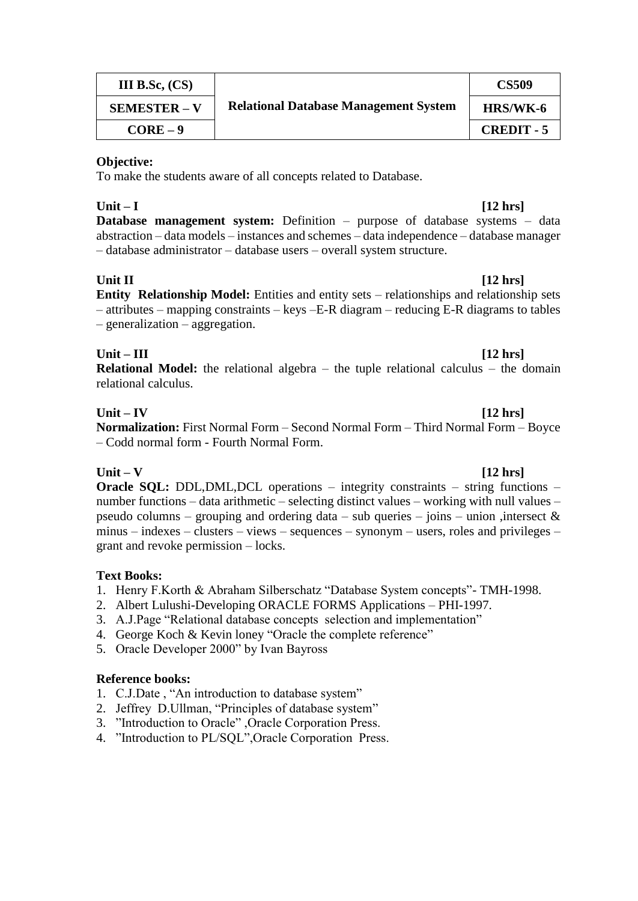| III B.Sc, (CS) | Relational Database Management System | CS509 |
| --- | --- | --- |
| SEMESTER – V | | HRS/WK-6 |
| CORE – 9 | | CREDIT - 5 |

**Objective:**
To make the students aware of all concepts related to Database.

**Unit – I** **[12 hrs]**
**Database management system:** Definition – purpose of database systems – data abstraction – data models – instances and schemes – data independence – database manager – database administrator – database users – overall system structure.

**Unit II** **[12 hrs]**
**Entity Relationship Model:** Entities and entity sets – relationships and relationship sets – attributes – mapping constraints – keys –E-R diagram – reducing E-R diagrams to tables – generalization – aggregation.

**Unit – III** **[12 hrs]**
**Relational Model:** the relational algebra – the tuple relational calculus – the domain relational calculus.

**Unit – IV** **[12 hrs]**
**Normalization:** First Normal Form – Second Normal Form – Third Normal Form – Boyce – Codd normal form - Fourth Normal Form.

**Unit – V** **[12 hrs]**
**Oracle SQL:** DDL,DML,DCL operations – integrity constraints – string functions – number functions – data arithmetic – selecting distinct values – working with null values – pseudo columns – grouping and ordering data – sub queries – joins – union ,intersect & minus – indexes – clusters – views – sequences – synonym – users, roles and privileges – grant and revoke permission – locks.

**Text Books:**
1. Henry F.Korth & Abraham Silberschatz "Database System concepts"- TMH-1998.
2. Albert Lulushi-Developing ORACLE FORMS Applications – PHI-1997.
3. A.J.Page "Relational database concepts selection and implementation"
4. George Koch & Kevin loney "Oracle the complete reference"
5. Oracle Developer 2000" by Ivan Bayross

**Reference books:**
1. C.J.Date , "An introduction to database system"
2. Jeffrey D.Ullman, "Principles of database system"
3. "Introduction to Oracle" ,Oracle Corporation Press.
4. "Introduction to PL/SQL",Oracle Corporation Press.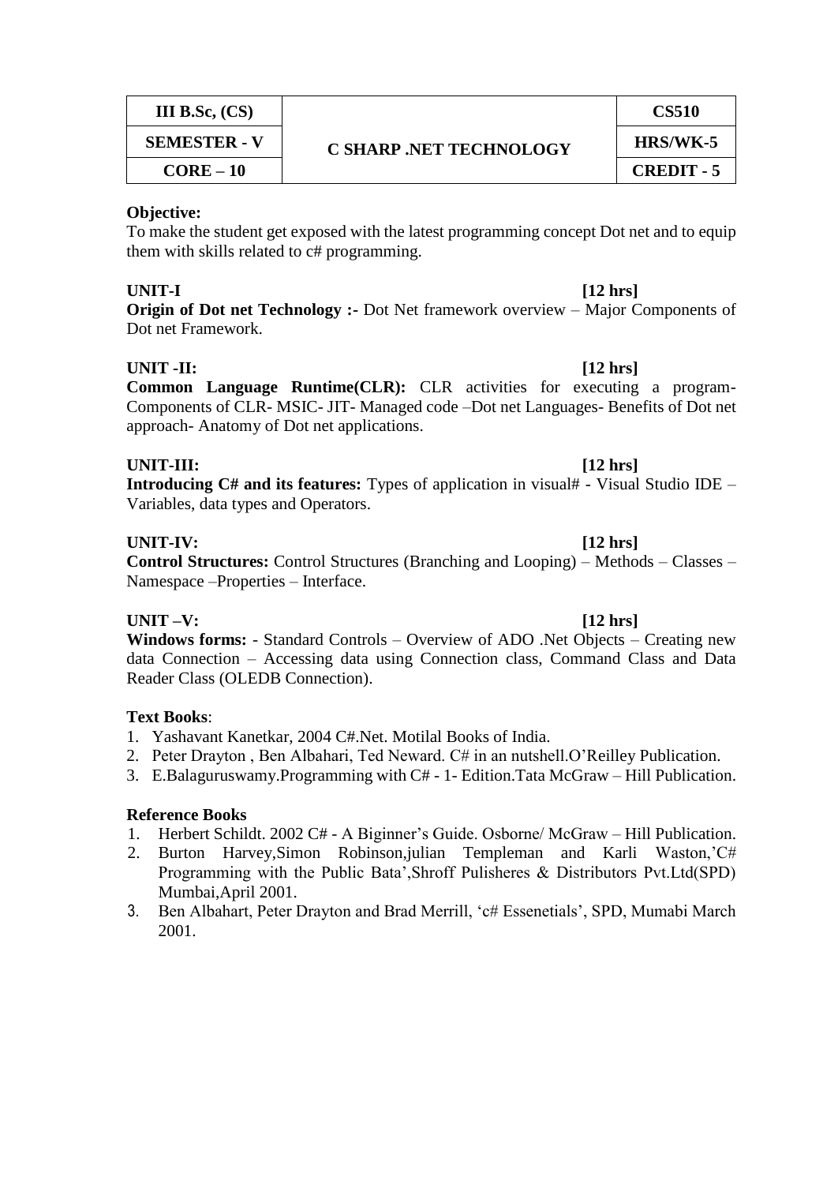| III B.Sc, (CS) | C SHARP .NET TECHNOLOGY | CS510 |
|---|---|---|
| SEMESTER - V | | HRS/WK-5 |
| CORE – 10 | | CREDIT - 5 |

**Objective:**

To make the student get exposed with the latest programming concept Dot net and to equip them with skills related to c# programming.

**UNIT-I** **[12 hrs]**

**Origin of Dot net Technology :-** Dot Net framework overview – Major Components of Dot net Framework.

**UNIT -II:** **[12 hrs]**

**Common Language Runtime(CLR):** CLR activities for executing a program- Components of CLR- MSIC- JIT- Managed code –Dot net Languages- Benefits of Dot net approach- Anatomy of Dot net applications.

**UNIT-III:** **[12 hrs]**

**Introducing C# and its features:** Types of application in visual# - Visual Studio IDE – Variables, data types and Operators.

**UNIT-IV:** **[12 hrs]**

**Control Structures:** Control Structures (Branching and Looping) – Methods – Classes – Namespace –Properties – Interface.

**UNIT –V:** **[12 hrs]**

**Windows forms:** - Standard Controls – Overview of ADO .Net Objects – Creating new data Connection – Accessing data using Connection class, Command Class and Data Reader Class (OLEDB Connection).

**Text Books**:

1. Yashavant Kanetkar, 2004 C#.Net. Motilal Books of India.
2. Peter Drayton , Ben Albahari, Ted Neward. C# in an nutshell.O'Reilley Publication.
3. E.Balaguruswamy.Programming with C# - 1- Edition.Tata McGraw – Hill Publication.

**Reference Books**

1. Herbert Schildt. 2002 C# - A Biginner's Guide. Osborne/ McGraw – Hill Publication.
2. Burton Harvey,Simon Robinson,julian Templeman and Karli Waston,'C# Programming with the Public Bata',Shroff Pulisheres & Distributors Pvt.Ltd(SPD) Mumbai,April 2001.
3. Ben Albahart, Peter Drayton and Brad Merrill, 'c# Essenetials', SPD, Mumabi March 2001.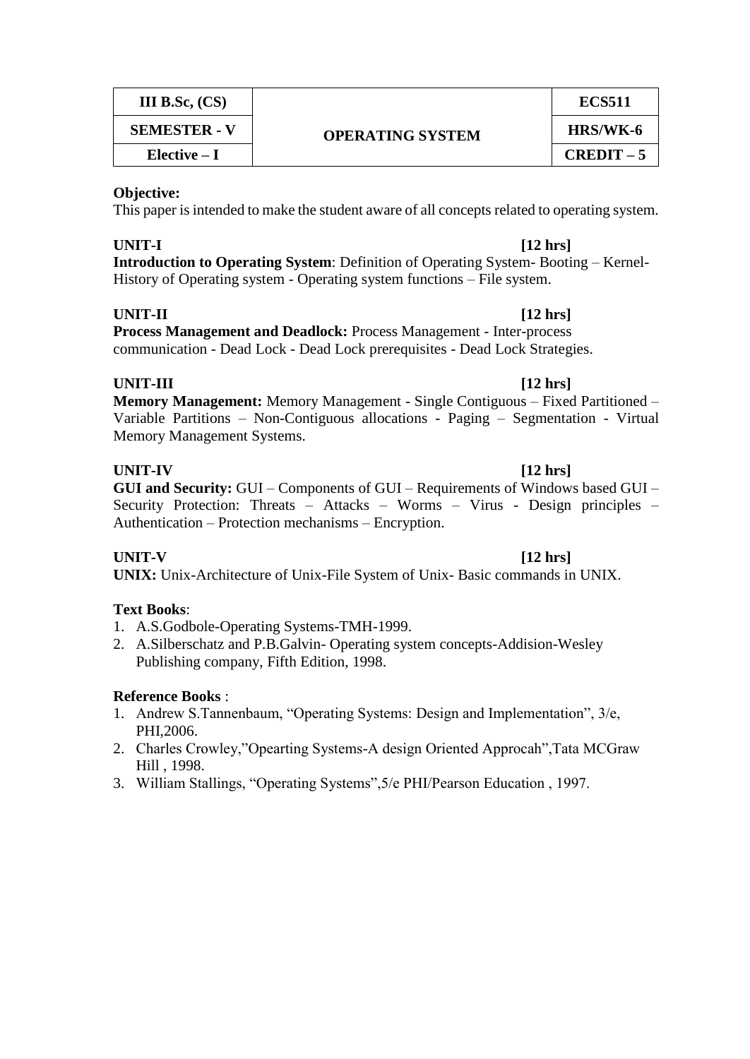| III B.Sc, (CS) | OPERATING SYSTEM | ECS511 |
|---|---|---|
| SEMESTER - V | | HRS/WK-6 |
| Elective – I | | CREDIT – 5 |

**Objective:**

This paper is intended to make the student aware of all concepts related to operating system.

**UNIT-I** **[12 hrs]**

**Introduction to Operating System**: Definition of Operating System- Booting – Kernel- History of Operating system - Operating system functions – File system.

**UNIT-II** **[12 hrs]**

**Process Management and Deadlock:** Process Management - Inter-process communication - Dead Lock - Dead Lock prerequisites - Dead Lock Strategies.

**UNIT-III** **[12 hrs]**

**Memory Management:** Memory Management - Single Contiguous – Fixed Partitioned – Variable Partitions – Non-Contiguous allocations - Paging – Segmentation - Virtual Memory Management Systems.

**UNIT-IV** **[12 hrs]**

**GUI and Security:** GUI – Components of GUI – Requirements of Windows based GUI – Security Protection: Threats – Attacks – Worms – Virus - Design principles – Authentication – Protection mechanisms – Encryption.

**UNIT-V** **[12 hrs]**

**UNIX:** Unix-Architecture of Unix-File System of Unix- Basic commands in UNIX.

**Text Books**:

1. A.S.Godbole-Operating Systems-TMH-1999.
2. A.Silberschatz and P.B.Galvin- Operating system concepts-Addision-Wesley Publishing company, Fifth Edition, 1998.

**Reference Books** :

1. Andrew S.Tannenbaum, "Operating Systems: Design and Implementation", 3/e, PHI,2006.
2. Charles Crowley,"Opearting Systems-A design Oriented Approcah",Tata MCGraw Hill , 1998.
3. William Stallings, "Operating Systems",5/e PHI/Pearson Education , 1997.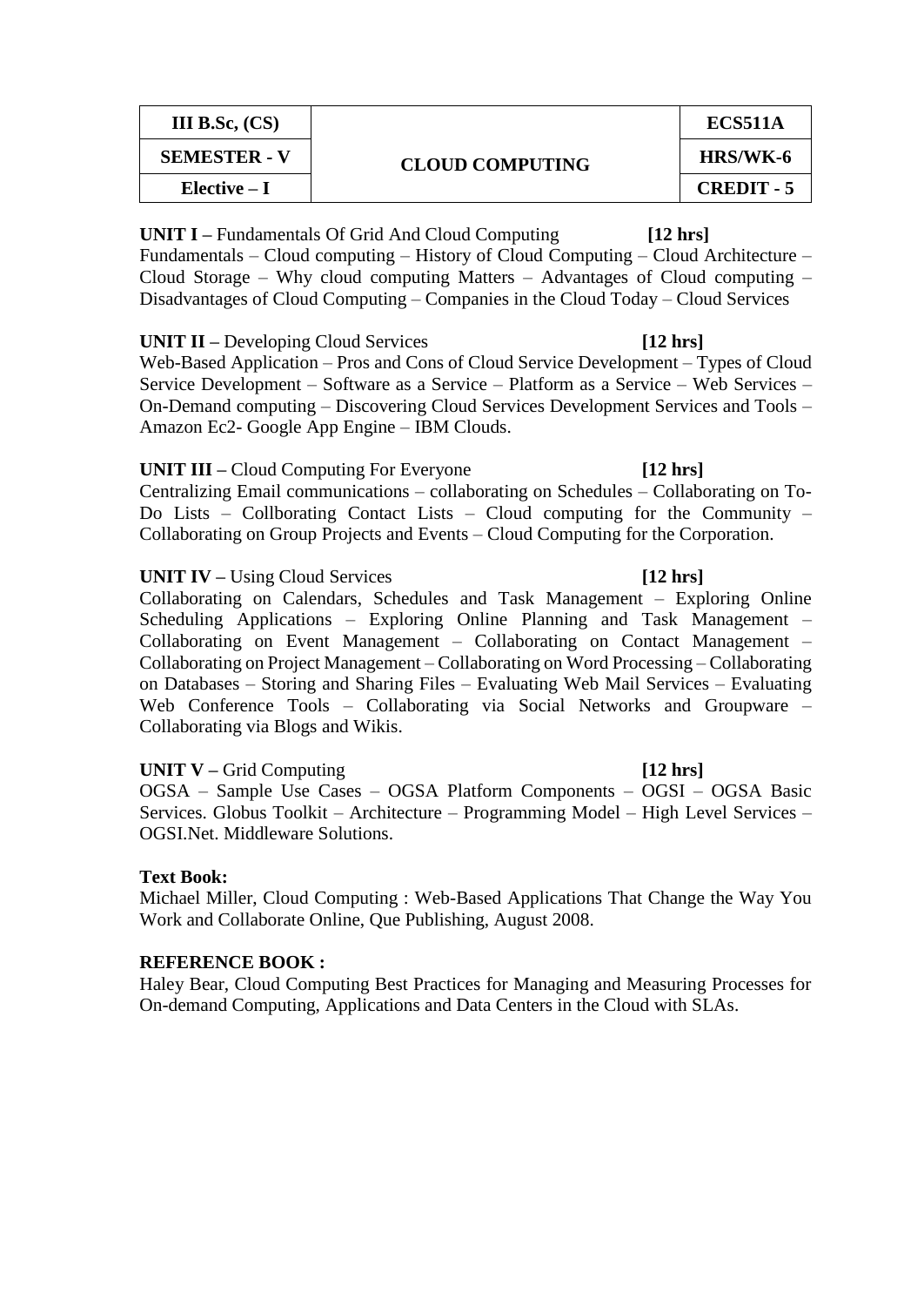| III B.Sc, (CS) | CLOUD COMPUTING | ECS511A |
|---|---|---|
| SEMESTER - V | | HRS/WK-6 |
| Elective – I | | CREDIT - 5 |

**UNIT I –** Fundamentals Of Grid And Cloud Computing **[12 hrs]**
Fundamentals – Cloud computing – History of Cloud Computing – Cloud Architecture – Cloud Storage – Why cloud computing Matters – Advantages of Cloud computing – Disadvantages of Cloud Computing – Companies in the Cloud Today – Cloud Services

**UNIT II –** Developing Cloud Services **[12 hrs]**
Web-Based Application – Pros and Cons of Cloud Service Development – Types of Cloud Service Development – Software as a Service – Platform as a Service – Web Services – On-Demand computing – Discovering Cloud Services Development Services and Tools – Amazon Ec2- Google App Engine – IBM Clouds.

**UNIT III –** Cloud Computing For Everyone **[12 hrs]**
Centralizing Email communications – collaborating on Schedules – Collaborating on To-Do Lists – Collborating Contact Lists – Cloud computing for the Community – Collaborating on Group Projects and Events – Cloud Computing for the Corporation.

**UNIT IV –** Using Cloud Services **[12 hrs]**
Collaborating on Calendars, Schedules and Task Management – Exploring Online Scheduling Applications – Exploring Online Planning and Task Management – Collaborating on Event Management – Collaborating on Contact Management – Collaborating on Project Management – Collaborating on Word Processing – Collaborating on Databases – Storing and Sharing Files – Evaluating Web Mail Services – Evaluating Web Conference Tools – Collaborating via Social Networks and Groupware – Collaborating via Blogs and Wikis.

**UNIT V –** Grid Computing **[12 hrs]**
OGSA – Sample Use Cases – OGSA Platform Components – OGSI – OGSA Basic Services. Globus Toolkit – Architecture – Programming Model – High Level Services – OGSI.Net. Middleware Solutions.

**Text Book:**
Michael Miller, Cloud Computing : Web-Based Applications That Change the Way You Work and Collaborate Online, Que Publishing, August 2008.

**REFERENCE BOOK :**
Haley Bear, Cloud Computing Best Practices for Managing and Measuring Processes for On-demand Computing, Applications and Data Centers in the Cloud with SLAs.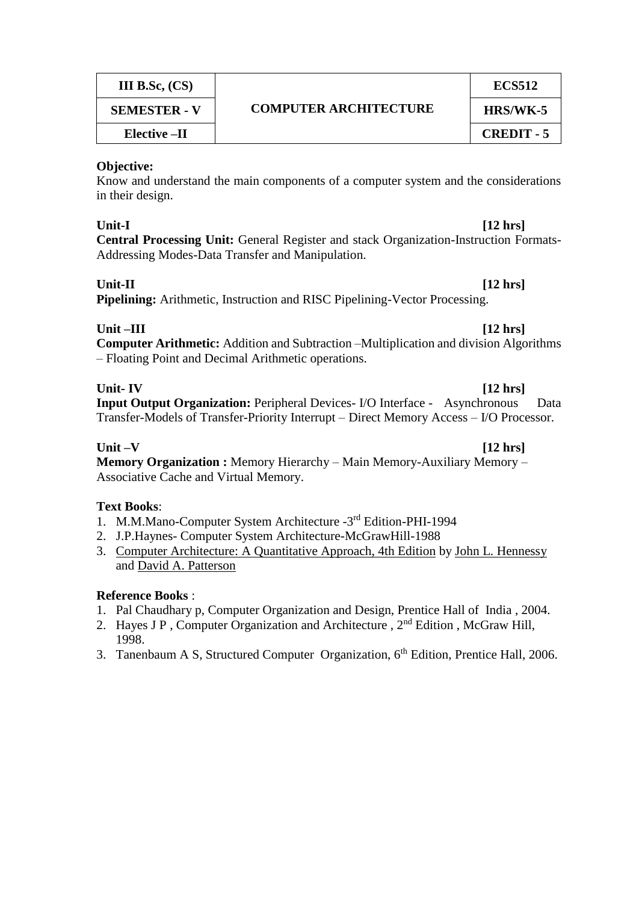| III B.Sc, (CS) | COMPUTER ARCHITECTURE | ECS512 |
|---|---|---|
| SEMESTER - V | | HRS/WK-5 |
| Elective –II | | CREDIT - 5 |

**Objective:**
Know and understand the main components of a computer system and the considerations in their design.

**Unit-I** **[12 hrs]**
**Central Processing Unit:** General Register and stack Organization-Instruction Formats-Addressing Modes-Data Transfer and Manipulation.

**Unit-II** **[12 hrs]**
**Pipelining:** Arithmetic, Instruction and RISC Pipelining-Vector Processing.

**Unit –III** **[12 hrs]**
**Computer Arithmetic:** Addition and Subtraction –Multiplication and division Algorithms – Floating Point and Decimal Arithmetic operations.

**Unit- IV** **[12 hrs]**
**Input Output Organization:** Peripheral Devices- I/O Interface - Asynchronous Data Transfer-Models of Transfer-Priority Interrupt – Direct Memory Access – I/O Processor.

**Unit –V** **[12 hrs]**
**Memory Organization :** Memory Hierarchy – Main Memory-Auxiliary Memory – Associative Cache and Virtual Memory.

**Text Books**:

1. M.M.Mano-Computer System Architecture -3rd Edition-PHI-1994
2. J.P.Haynes- Computer System Architecture-McGrawHill-1988
3. Computer Architecture: A Quantitative Approach, 4th Edition by John L. Hennessy and David A. Patterson

**Reference Books** :

1. Pal Chaudhary p, Computer Organization and Design, Prentice Hall of India , 2004.
2. Hayes J P , Computer Organization and Architecture , 2nd Edition , McGraw Hill, 1998.
3. Tanenbaum A S, Structured Computer Organization, 6th Edition, Prentice Hall, 2006.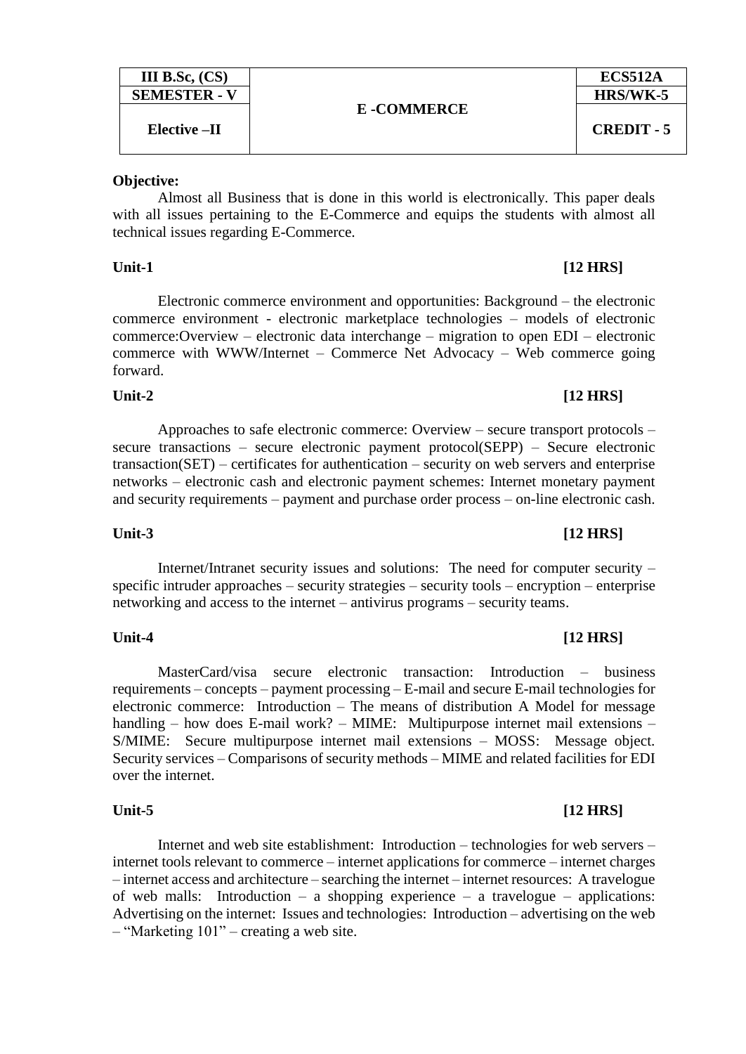| III B.Sc, (CS) | E -COMMERCE | ECS512A |
|---|---|---|
| SEMESTER - V | | HRS/WK-5 |
| Elective –II | | CREDIT - 5 |

**Objective:**

Almost all Business that is done in this world is electronically. This paper deals with all issues pertaining to the E-Commerce and equips the students with almost all technical issues regarding E-Commerce.

**Unit-1** **[12 HRS]**

Electronic commerce environment and opportunities: Background – the electronic commerce environment - electronic marketplace technologies – models of electronic commerce:Overview – electronic data interchange – migration to open EDI – electronic commerce with WWW/Internet – Commerce Net Advocacy – Web commerce going forward.

**Unit-2** **[12 HRS]**

Approaches to safe electronic commerce: Overview – secure transport protocols – secure transactions – secure electronic payment protocol(SEPP) – Secure electronic transaction(SET) – certificates for authentication – security on web servers and enterprise networks – electronic cash and electronic payment schemes: Internet monetary payment and security requirements – payment and purchase order process – on-line electronic cash.

**Unit-3** **[12 HRS]**

Internet/Intranet security issues and solutions: The need for computer security – specific intruder approaches – security strategies – security tools – encryption – enterprise networking and access to the internet – antivirus programs – security teams.

**Unit-4** **[12 HRS]**

MasterCard/visa secure electronic transaction: Introduction – business requirements – concepts – payment processing – E-mail and secure E-mail technologies for electronic commerce: Introduction – The means of distribution A Model for message handling – how does E-mail work? – MIME: Multipurpose internet mail extensions – S/MIME: Secure multipurpose internet mail extensions – MOSS: Message object. Security services – Comparisons of security methods – MIME and related facilities for EDI over the internet.

**Unit-5** **[12 HRS]**

Internet and web site establishment: Introduction – technologies for web servers – internet tools relevant to commerce – internet applications for commerce – internet charges – internet access and architecture – searching the internet – internet resources: A travelogue of web malls: Introduction – a shopping experience – a travelogue – applications: Advertising on the internet: Issues and technologies: Introduction – advertising on the web – "Marketing 101" – creating a web site.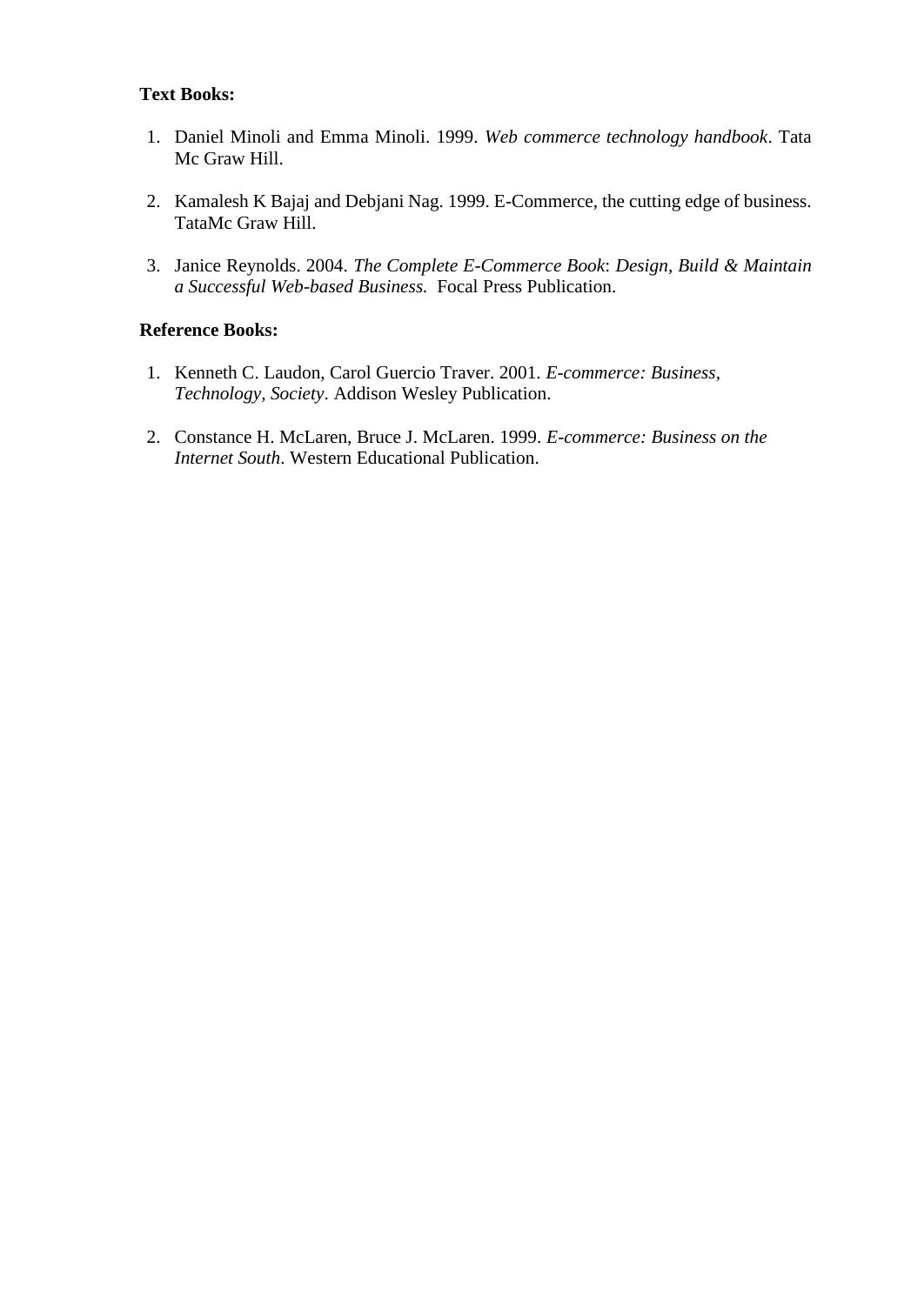**Text Books:**

1. Daniel Minoli and Emma Minoli. 1999. *Web commerce technology handbook*. Tata Mc Graw Hill.

2. Kamalesh K Bajaj and Debjani Nag. 1999. E-Commerce, the cutting edge of business. TataMc Graw Hill.

3. Janice Reynolds. 2004. *The Complete E-Commerce Book*: *Design, Build & Maintain a Successful Web-based Business.* Focal Press Publication.

**Reference Books:**

1. Kenneth C. Laudon, Carol Guercio Traver. 2001. *E-commerce: Business, Technology, Society*. Addison Wesley Publication.

2. Constance H. McLaren, Bruce J. McLaren. 1999. *E-commerce: Business on the Internet South*. Western Educational Publication.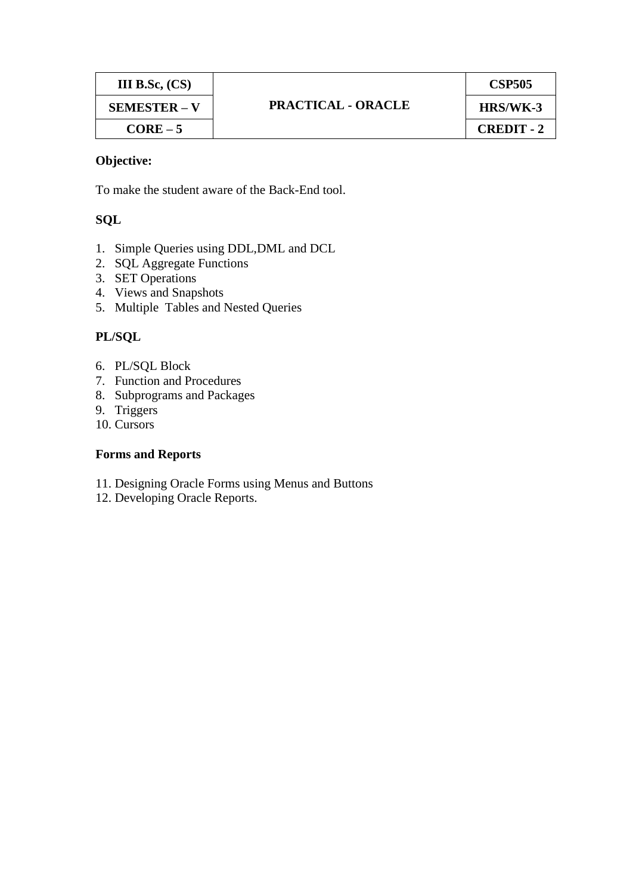| III B.Sc, (CS) | PRACTICAL - ORACLE | CSP505 |
| --- | --- | --- |
| SEMESTER – V | | HRS/WK-3 |
| CORE – 5 | | CREDIT - 2 |

**Objective:**

To make the student aware of the Back-End tool.

**SQL**

1. Simple Queries using DDL,DML and DCL
2. SQL Aggregate Functions
3. SET Operations
4. Views and Snapshots
5. Multiple Tables and Nested Queries

**PL/SQL**

6. PL/SQL Block
7. Function and Procedures
8. Subprograms and Packages
9. Triggers
10. Cursors

**Forms and Reports**

11. Designing Oracle Forms using Menus and Buttons
12. Developing Oracle Reports.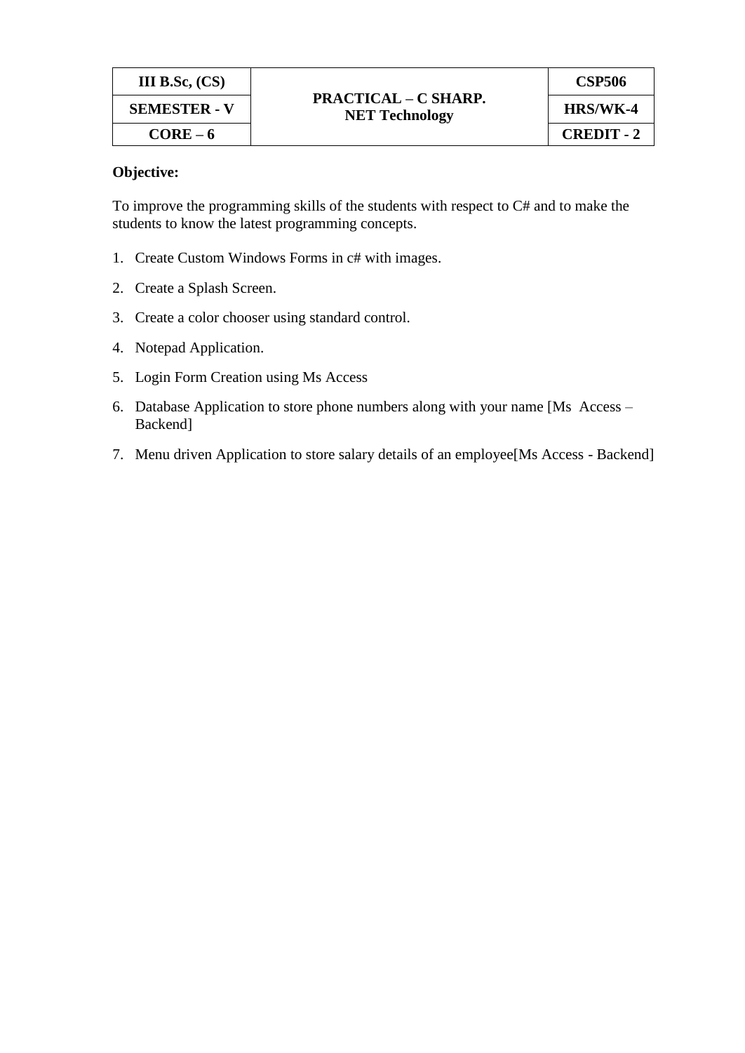| III B.Sc, (CS) | PRACTICAL – C SHARP. NET Technology | CSP506 |
|---|---|---|
| SEMESTER - V | | HRS/WK-4 |
| CORE – 6 | | CREDIT - 2 |

**Objective:**

To improve the programming skills of the students with respect to C# and to make the students to know the latest programming concepts.

1. Create Custom Windows Forms in c# with images.
2. Create a Splash Screen.
3. Create a color chooser using standard control.
4. Notepad Application.
5. Login Form Creation using Ms Access
6. Database Application to store phone numbers along with your name [Ms Access – Backend]
7. Menu driven Application to store salary details of an employee[Ms Access - Backend]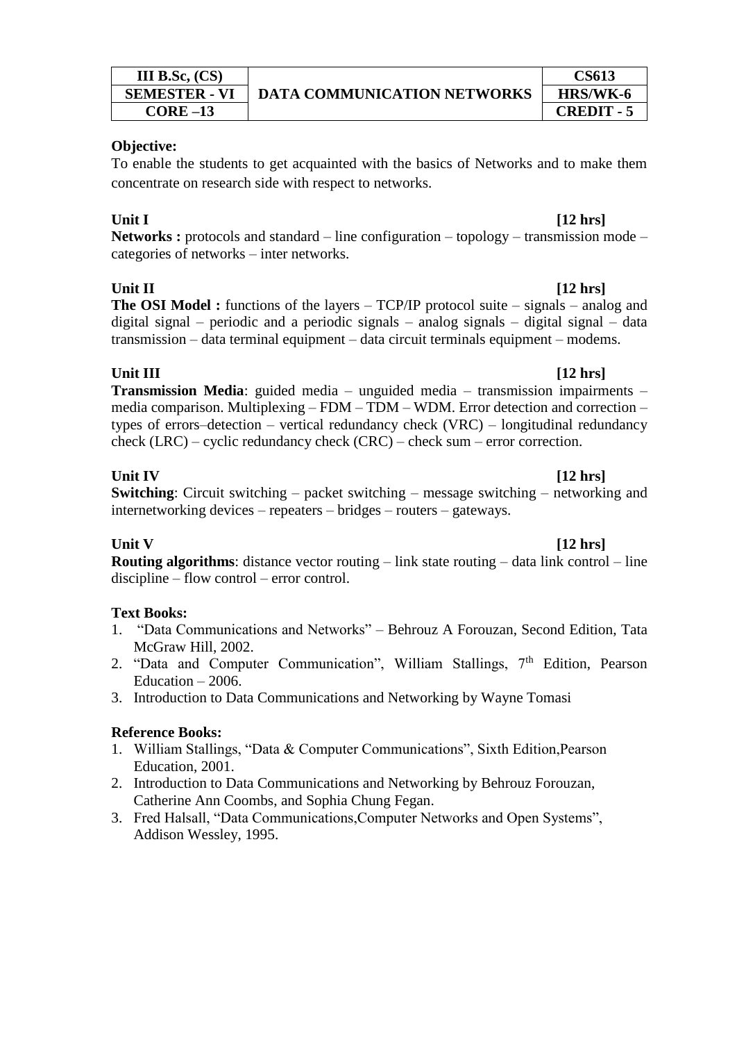| III B.Sc, (CS) | DATA COMMUNICATION NETWORKS | CS613 |
|---|---|---|
| SEMESTER - VI | | HRS/WK-6 |
| CORE –13 | | CREDIT - 5 |

**Objective:**

To enable the students to get acquainted with the basics of Networks and to make them concentrate on research side with respect to networks.

**Unit I** **[12 hrs]**

**Networks :** protocols and standard – line configuration – topology – transmission mode – categories of networks – inter networks.

**Unit II** **[12 hrs]**

**The OSI Model :** functions of the layers – TCP/IP protocol suite – signals – analog and digital signal – periodic and a periodic signals – analog signals – digital signal – data transmission – data terminal equipment – data circuit terminals equipment – modems.

**Unit III** **[12 hrs]**

**Transmission Media**: guided media – unguided media – transmission impairments – media comparison. Multiplexing – FDM – TDM – WDM. Error detection and correction – types of errors–detection – vertical redundancy check (VRC) – longitudinal redundancy check (LRC) – cyclic redundancy check (CRC) – check sum – error correction.

**Unit IV** **[12 hrs]**

**Switching**: Circuit switching – packet switching – message switching – networking and internetworking devices – repeaters – bridges – routers – gateways.

**Unit V** **[12 hrs]**

**Routing algorithms**: distance vector routing – link state routing – data link control – line discipline – flow control – error control.

**Text Books:**

1. "Data Communications and Networks" – Behrouz A Forouzan, Second Edition, Tata McGraw Hill, 2002.
2. "Data and Computer Communication", William Stallings, 7th Edition, Pearson Education – 2006.
3. Introduction to Data Communications and Networking by Wayne Tomasi

**Reference Books:**

1. William Stallings, "Data & Computer Communications", Sixth Edition,Pearson Education, 2001.
2. Introduction to Data Communications and Networking by Behrouz Forouzan, Catherine Ann Coombs, and Sophia Chung Fegan.
3. Fred Halsall, "Data Communications,Computer Networks and Open Systems", Addison Wessley, 1995.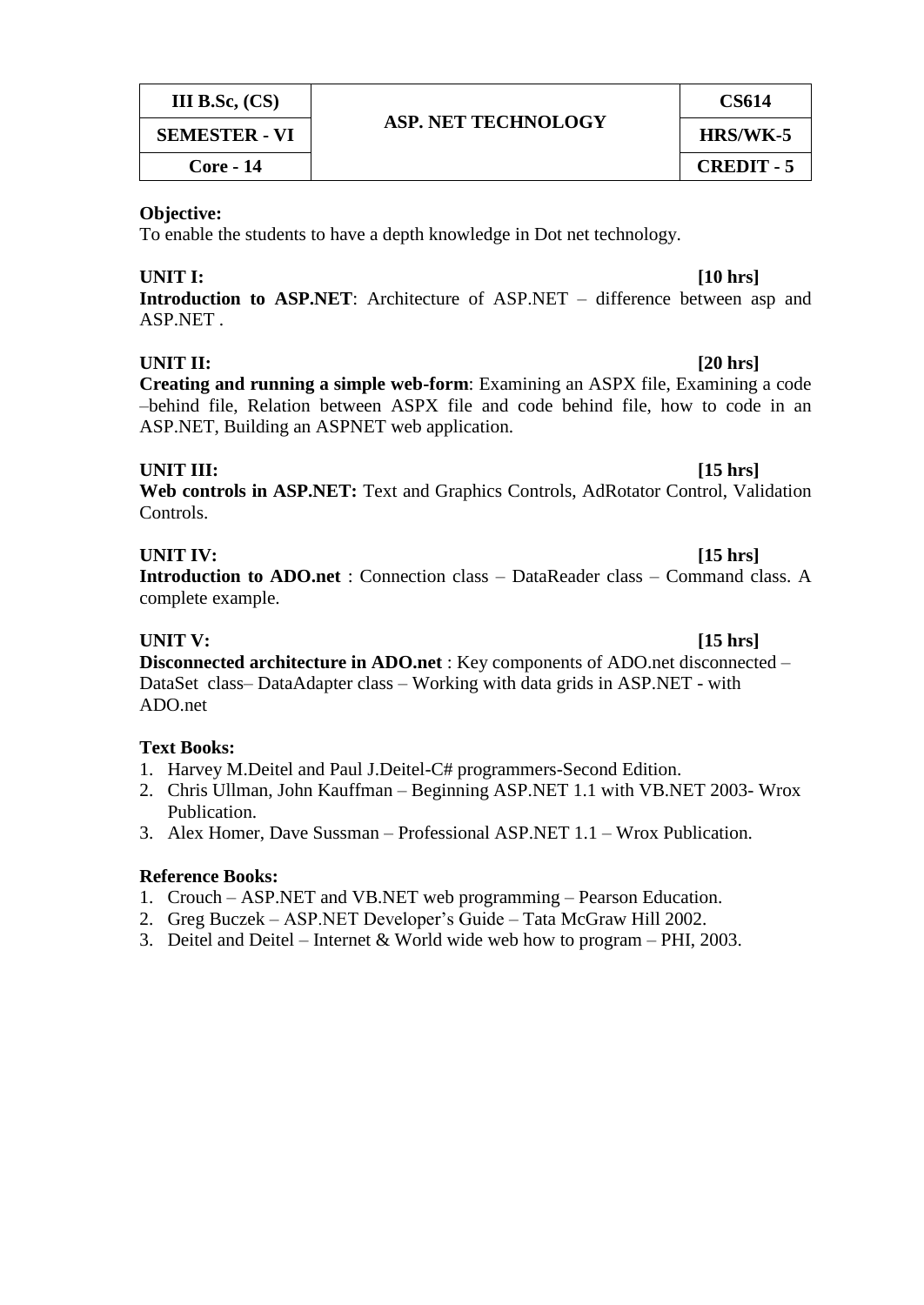| III B.Sc, (CS) | ASP. NET TECHNOLOGY | CS614 |
|---|---|---|
| SEMESTER - VI | | HRS/WK-5 |
| Core - 14 | | CREDIT - 5 |

**Objective:**
To enable the students to have a depth knowledge in Dot net technology.

**UNIT I:** **[10 hrs]**
**Introduction to ASP.NET**: Architecture of ASP.NET – difference between asp and ASP.NET .

**UNIT II:** **[20 hrs]**
**Creating and running a simple web-form**: Examining an ASPX file, Examining a code –behind file, Relation between ASPX file and code behind file, how to code in an ASP.NET, Building an ASPNET web application.

**UNIT III:** **[15 hrs]**
**Web controls in ASP.NET:** Text and Graphics Controls, AdRotator Control, Validation Controls.

**UNIT IV:** **[15 hrs]**
**Introduction to ADO.net** : Connection class – DataReader class – Command class. A complete example.

**UNIT V:** **[15 hrs]**
**Disconnected architecture in ADO.net** : Key components of ADO.net disconnected – DataSet class– DataAdapter class – Working with data grids in ASP.NET - with ADO.net

**Text Books:**
1. Harvey M.Deitel and Paul J.Deitel-C# programmers-Second Edition.
2. Chris Ullman, John Kauffman – Beginning ASP.NET 1.1 with VB.NET 2003- Wrox Publication.
3. Alex Homer, Dave Sussman – Professional ASP.NET 1.1 – Wrox Publication.

**Reference Books:**
1. Crouch – ASP.NET and VB.NET web programming – Pearson Education.
2. Greg Buczek – ASP.NET Developer's Guide – Tata McGraw Hill 2002.
3. Deitel and Deitel – Internet & World wide web how to program – PHI, 2003.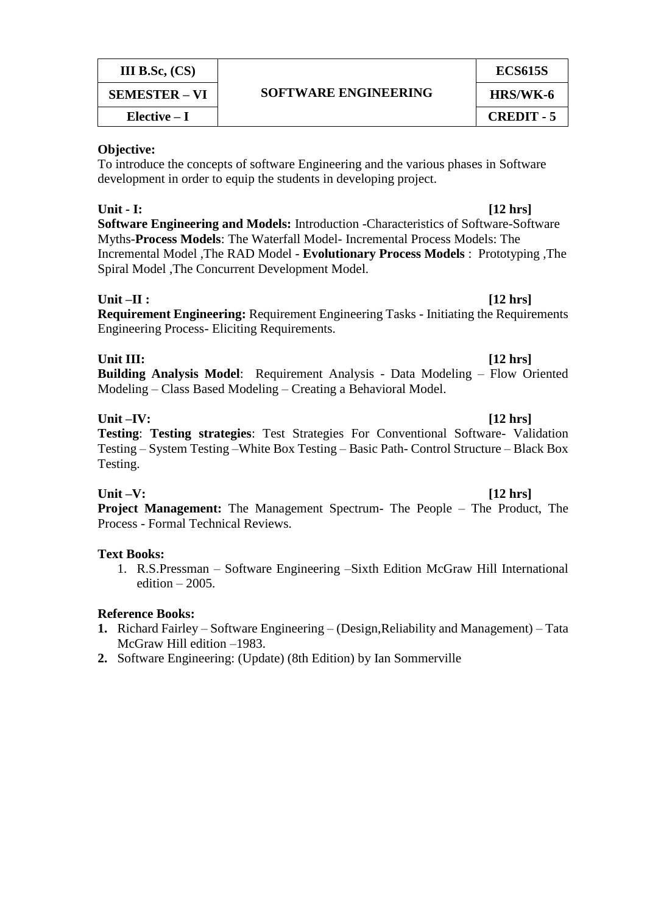| III B.Sc, (CS) | SOFTWARE ENGINEERING | ECS615S |
| --- | --- | --- |
| SEMESTER – VI | | HRS/WK-6 |
| Elective – I | | CREDIT - 5 |

**Objective:**
To introduce the concepts of software Engineering and the various phases in Software development in order to equip the students in developing project.

**Unit - I:** **[12 hrs]**
**Software Engineering and Models:** Introduction -Characteristics of Software-Software Myths-**Process Models**: The Waterfall Model- Incremental Process Models: The Incremental Model ,The RAD Model - **Evolutionary Process Models** : Prototyping ,The Spiral Model ,The Concurrent Development Model.

**Unit –II :** **[12 hrs]**
**Requirement Engineering:** Requirement Engineering Tasks - Initiating the Requirements Engineering Process- Eliciting Requirements.

**Unit III:** **[12 hrs]**
**Building Analysis Model**: Requirement Analysis - Data Modeling – Flow Oriented Modeling – Class Based Modeling – Creating a Behavioral Model.

**Unit –IV:** **[12 hrs]**
**Testing**: **Testing strategies**: Test Strategies For Conventional Software- Validation Testing – System Testing –White Box Testing – Basic Path- Control Structure – Black Box Testing.

**Unit –V:** **[12 hrs]**
**Project Management:** The Management Spectrum- The People – The Product, The Process - Formal Technical Reviews.

**Text Books:**

1. R.S.Pressman – Software Engineering –Sixth Edition McGraw Hill International edition – 2005.

**Reference Books:**

1. Richard Fairley – Software Engineering – (Design,Reliability and Management) – Tata McGraw Hill edition –1983.
2. Software Engineering: (Update) (8th Edition) by Ian Sommerville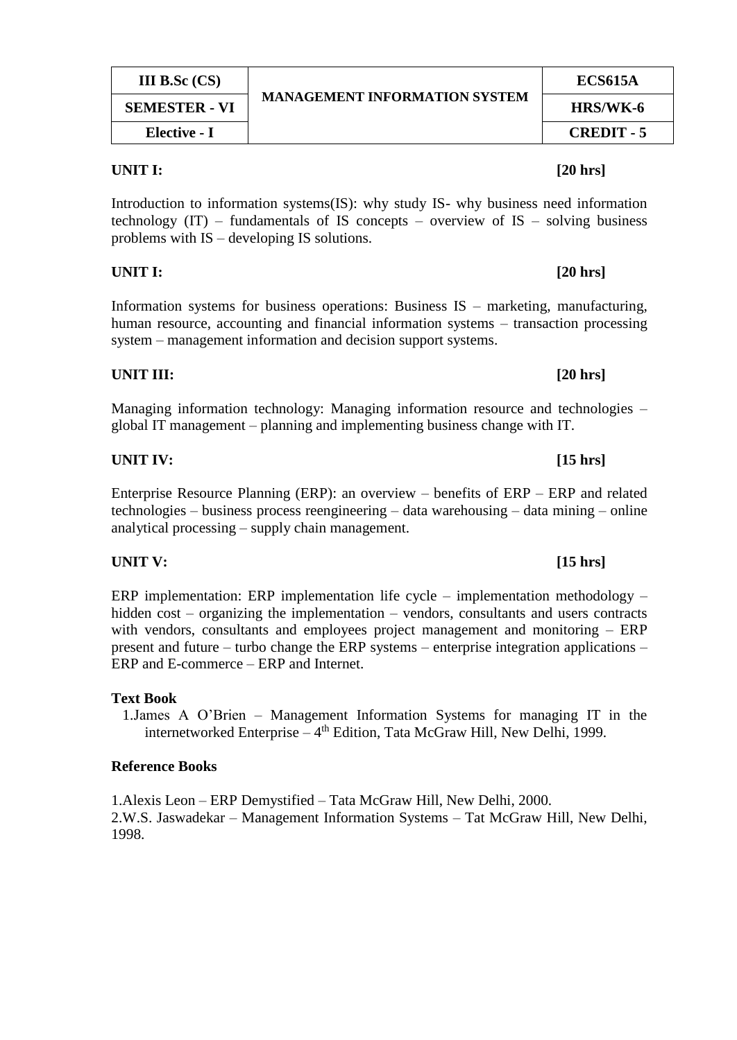| III B.Sc (CS) | MANAGEMENT INFORMATION SYSTEM | ECS615A |
|---|---|---|
| SEMESTER - VI | | HRS/WK-6 |
| Elective - I | | CREDIT - 5 |

**UNIT I: [20 hrs]**

Introduction to information systems(IS): why study IS- why business need information technology (IT) – fundamentals of IS concepts – overview of IS – solving business problems with IS – developing IS solutions.

**UNIT I: [20 hrs]**

Information systems for business operations: Business IS – marketing, manufacturing, human resource, accounting and financial information systems – transaction processing system – management information and decision support systems.

**UNIT III: [20 hrs]**

Managing information technology: Managing information resource and technologies – global IT management – planning and implementing business change with IT.

**UNIT IV: [15 hrs]**

Enterprise Resource Planning (ERP): an overview – benefits of ERP – ERP and related technologies – business process reengineering – data warehousing – data mining – online analytical processing – supply chain management.

**UNIT V: [15 hrs]**

ERP implementation: ERP implementation life cycle – implementation methodology – hidden cost – organizing the implementation – vendors, consultants and users contracts with vendors, consultants and employees project management and monitoring – ERP present and future – turbo change the ERP systems – enterprise integration applications – ERP and E-commerce – ERP and Internet.

**Text Book**

1.James A O'Brien – Management Information Systems for managing IT in the internetworked Enterprise – 4th Edition, Tata McGraw Hill, New Delhi, 1999.

**Reference Books**

1.Alexis Leon – ERP Demystified – Tata McGraw Hill, New Delhi, 2000.
2.W.S. Jaswadekar – Management Information Systems – Tat McGraw Hill, New Delhi, 1998.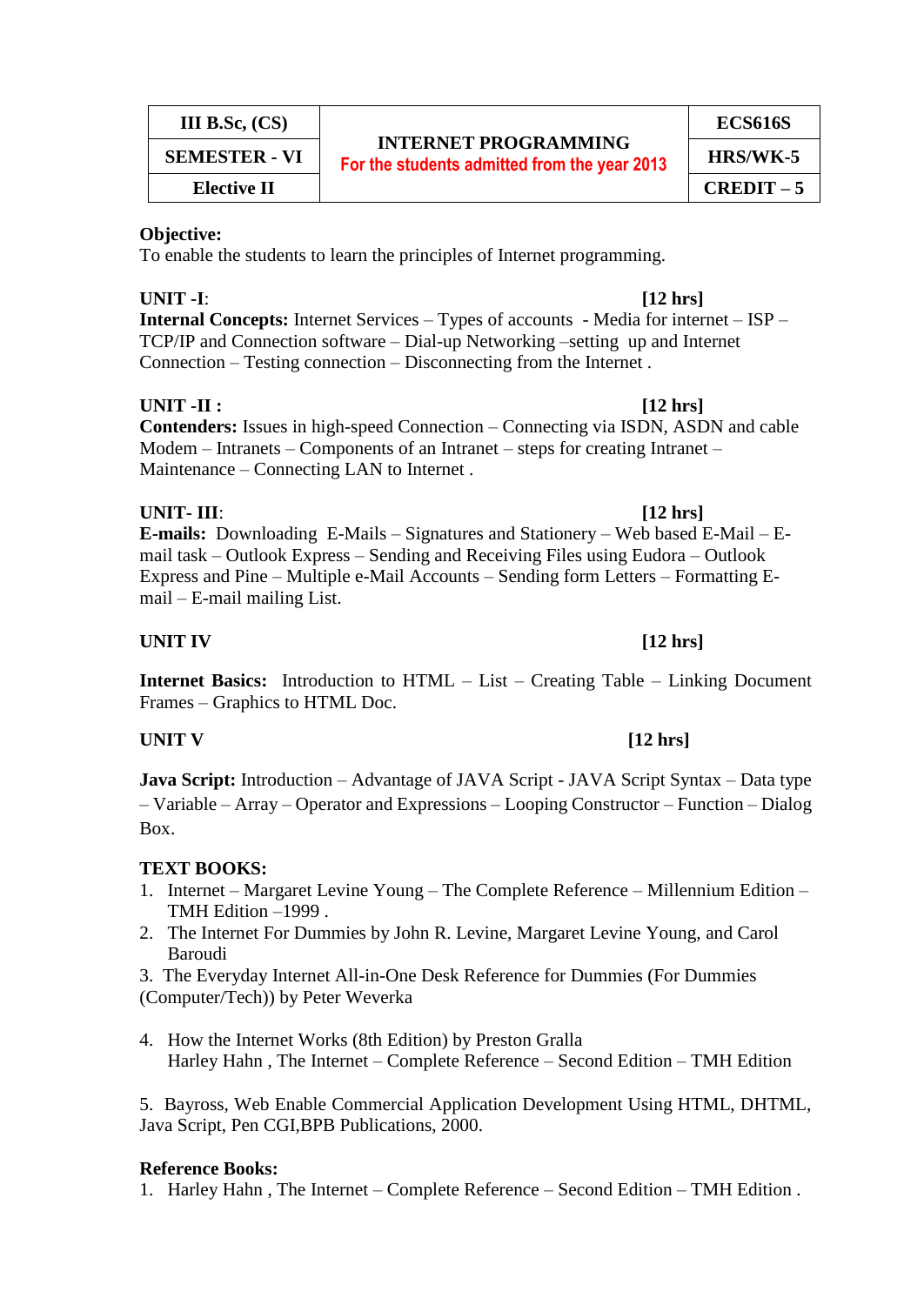| III B.Sc, (CS) | INTERNET PROGRAMMING<br>For the students admitted from the year 2013 | ECS616S |
|---|---|---|
| SEMESTER - VI | | HRS/WK-5 |
| Elective II | | CREDIT – 5 |

**Objective:**
To enable the students to learn the principles of Internet programming.

**UNIT -I**: **[12 hrs]**

**Internal Concepts:** Internet Services – Types of accounts - Media for internet – ISP – TCP/IP and Connection software – Dial-up Networking –setting up and Internet Connection – Testing connection – Disconnecting from the Internet .

**UNIT -II :** **[12 hrs]**

**Contenders:** Issues in high-speed Connection – Connecting via ISDN, ASDN and cable Modem – Intranets – Components of an Intranet – steps for creating Intranet – Maintenance – Connecting LAN to Internet .

**UNIT- III**: **[12 hrs]**

**E-mails:** Downloading E-Mails – Signatures and Stationery – Web based E-Mail – E-mail task – Outlook Express – Sending and Receiving Files using Eudora – Outlook Express and Pine – Multiple e-Mail Accounts – Sending form Letters – Formatting E-mail – E-mail mailing List.

**UNIT IV** **[12 hrs]**

**Internet Basics:** Introduction to HTML – List – Creating Table – Linking Document Frames – Graphics to HTML Doc.

**UNIT V** **[12 hrs]**

**Java Script:** Introduction – Advantage of JAVA Script - JAVA Script Syntax – Data type – Variable – Array – Operator and Expressions – Looping Constructor – Function – Dialog Box.

**TEXT BOOKS:**

1. Internet – Margaret Levine Young – The Complete Reference – Millennium Edition – TMH Edition –1999 .
2. The Internet For Dummies by John R. Levine, Margaret Levine Young, and Carol Baroudi
3. The Everyday Internet All-in-One Desk Reference for Dummies (For Dummies (Computer/Tech)) by Peter Weverka

4. How the Internet Works (8th Edition) by Preston Gralla
   Harley Hahn , The Internet – Complete Reference – Second Edition – TMH Edition

5. Bayross, Web Enable Commercial Application Development Using HTML, DHTML, Java Script, Pen CGI,BPB Publications, 2000.

**Reference Books:**

1. Harley Hahn , The Internet – Complete Reference – Second Edition – TMH Edition .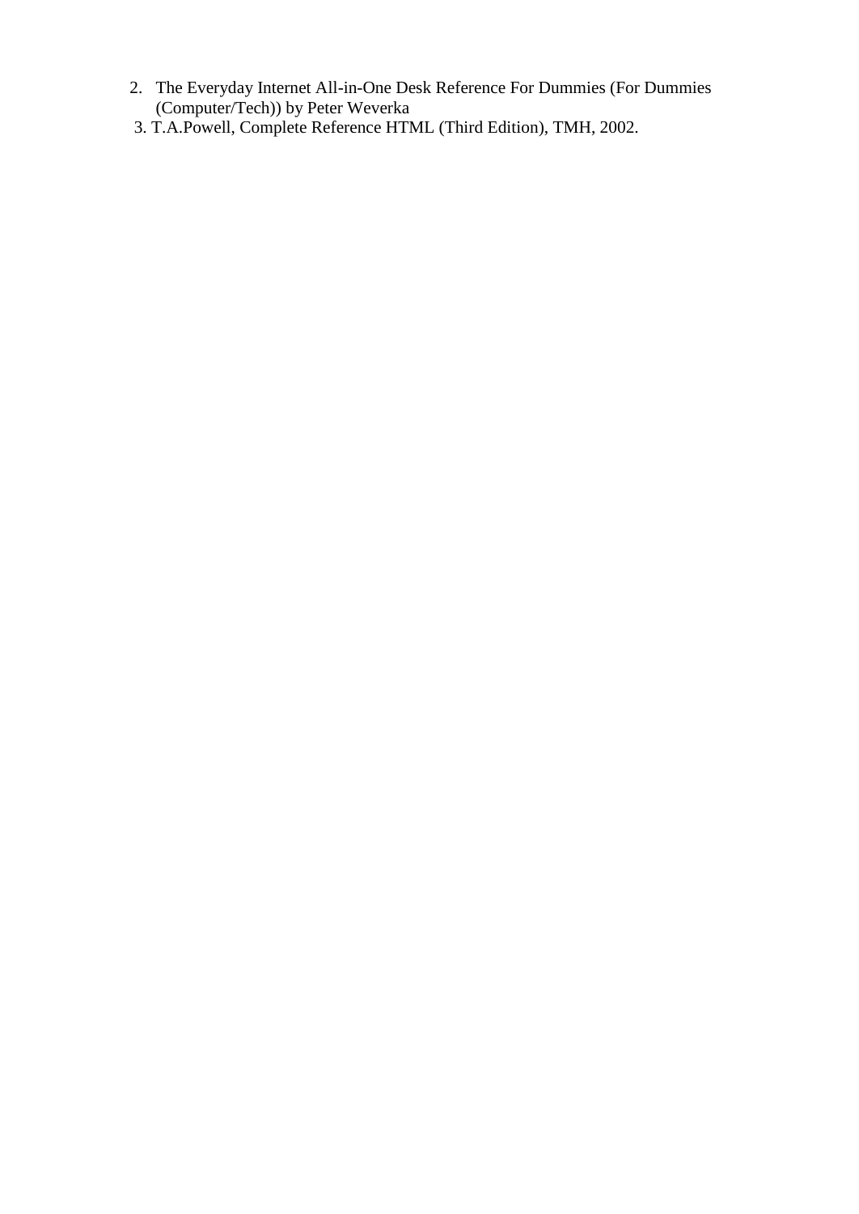2. The Everyday Internet All-in-One Desk Reference For Dummies (For Dummies (Computer/Tech)) by Peter Weverka
3. T.A.Powell, Complete Reference HTML (Third Edition), TMH, 2002.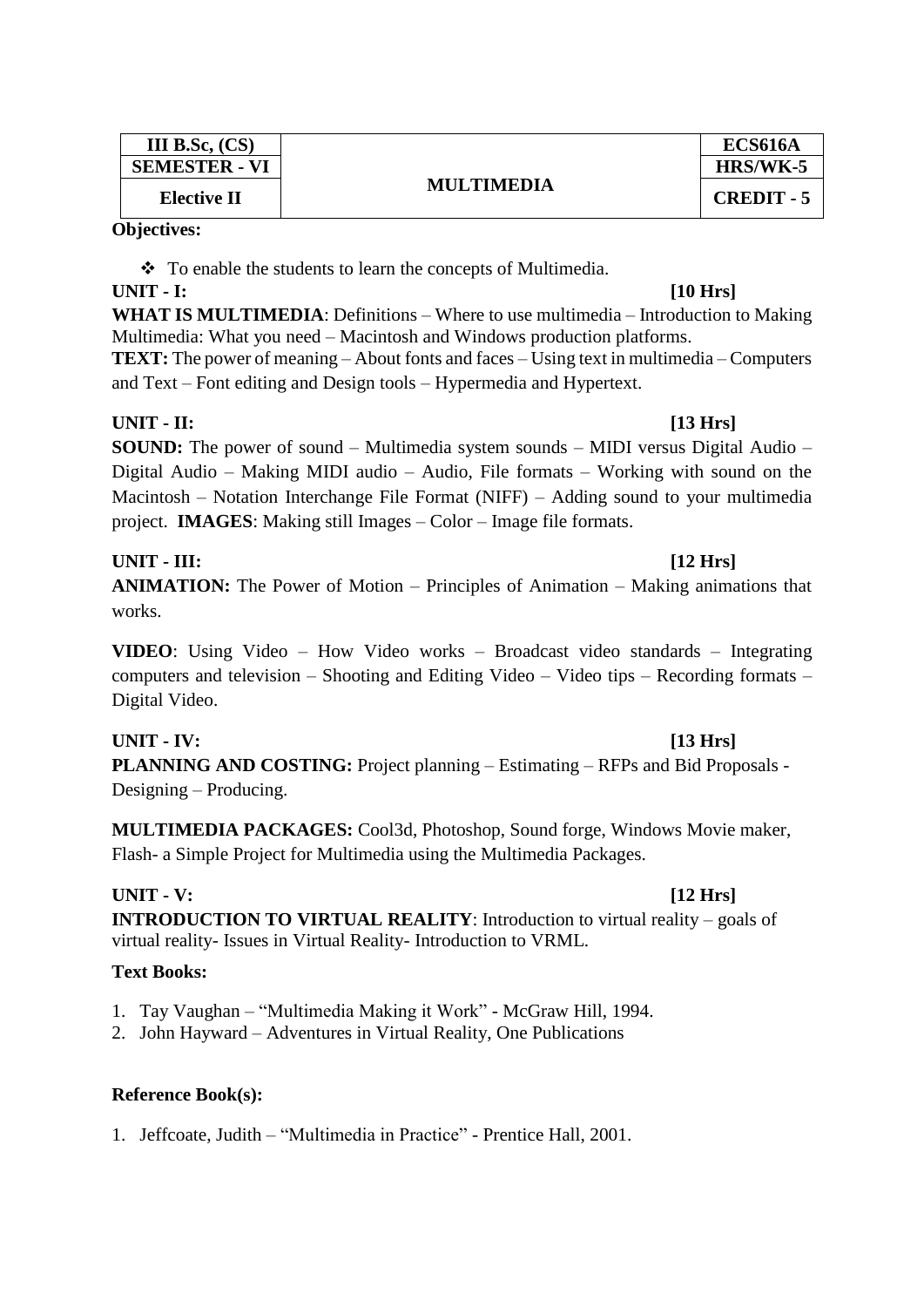| III B.Sc, (CS) | MULTIMEDIA | ECS616A |
|---|---|---|
| SEMESTER - VI | | HRS/WK-5 |
| Elective II | | CREDIT - 5 |

**Objectives:**

- To enable the students to learn the concepts of Multimedia.

**UNIT - I:** **[10 Hrs]**

**WHAT IS MULTIMEDIA**: Definitions – Where to use multimedia – Introduction to Making Multimedia: What you need – Macintosh and Windows production platforms.

**TEXT:** The power of meaning – About fonts and faces – Using text in multimedia – Computers and Text – Font editing and Design tools – Hypermedia and Hypertext.

**UNIT - II:** **[13 Hrs]**

**SOUND:** The power of sound – Multimedia system sounds – MIDI versus Digital Audio – Digital Audio – Making MIDI audio – Audio, File formats – Working with sound on the Macintosh – Notation Interchange File Format (NIFF) – Adding sound to your multimedia project. **IMAGES**: Making still Images – Color – Image file formats.

**UNIT - III:** **[12 Hrs]**

**ANIMATION:** The Power of Motion – Principles of Animation – Making animations that works.

**VIDEO**: Using Video – How Video works – Broadcast video standards – Integrating computers and television – Shooting and Editing Video – Video tips – Recording formats – Digital Video.

**UNIT - IV:** **[13 Hrs]**

**PLANNING AND COSTING:** Project planning – Estimating – RFPs and Bid Proposals - Designing – Producing.

**MULTIMEDIA PACKAGES:** Cool3d, Photoshop, Sound forge, Windows Movie maker, Flash- a Simple Project for Multimedia using the Multimedia Packages.

**UNIT - V:** **[12 Hrs]**

**INTRODUCTION TO VIRTUAL REALITY**: Introduction to virtual reality – goals of virtual reality- Issues in Virtual Reality- Introduction to VRML.

**Text Books:**

1. Tay Vaughan – "Multimedia Making it Work" - McGraw Hill, 1994.
2. John Hayward – Adventures in Virtual Reality, One Publications

**Reference Book(s):**

1. Jeffcoate, Judith – "Multimedia in Practice" - Prentice Hall, 2001.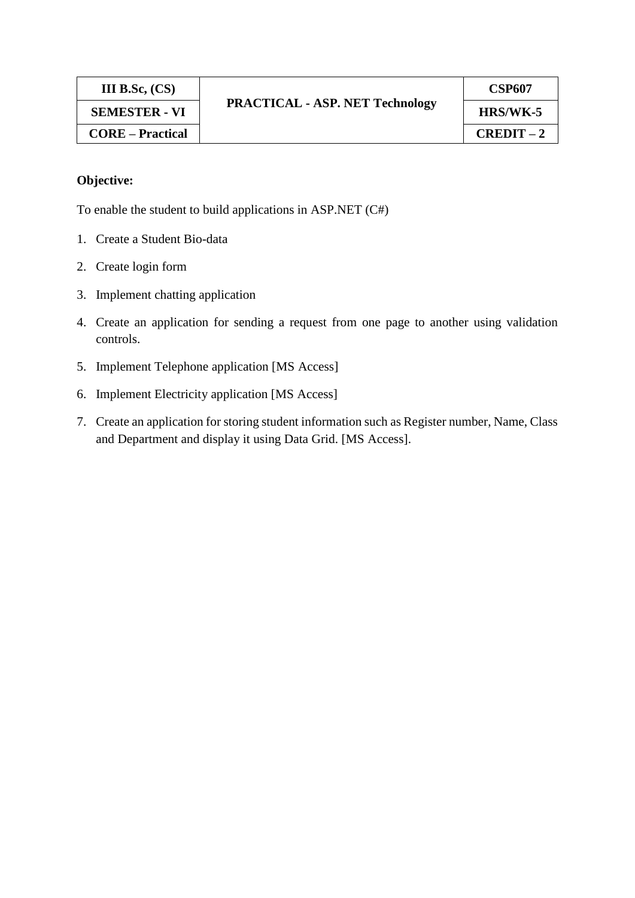| III B.Sc, (CS) | PRACTICAL - ASP. NET Technology | CSP607 |
|---|---|---|
| SEMESTER - VI | | HRS/WK-5 |
| CORE – Practical | | CREDIT – 2 |

**Objective:**

To enable the student to build applications in ASP.NET (C#)

1. Create a Student Bio-data
2. Create login form
3. Implement chatting application
4. Create an application for sending a request from one page to another using validation controls.
5. Implement Telephone application [MS Access]
6. Implement Electricity application [MS Access]
7. Create an application for storing student information such as Register number, Name, Class and Department and display it using Data Grid. [MS Access].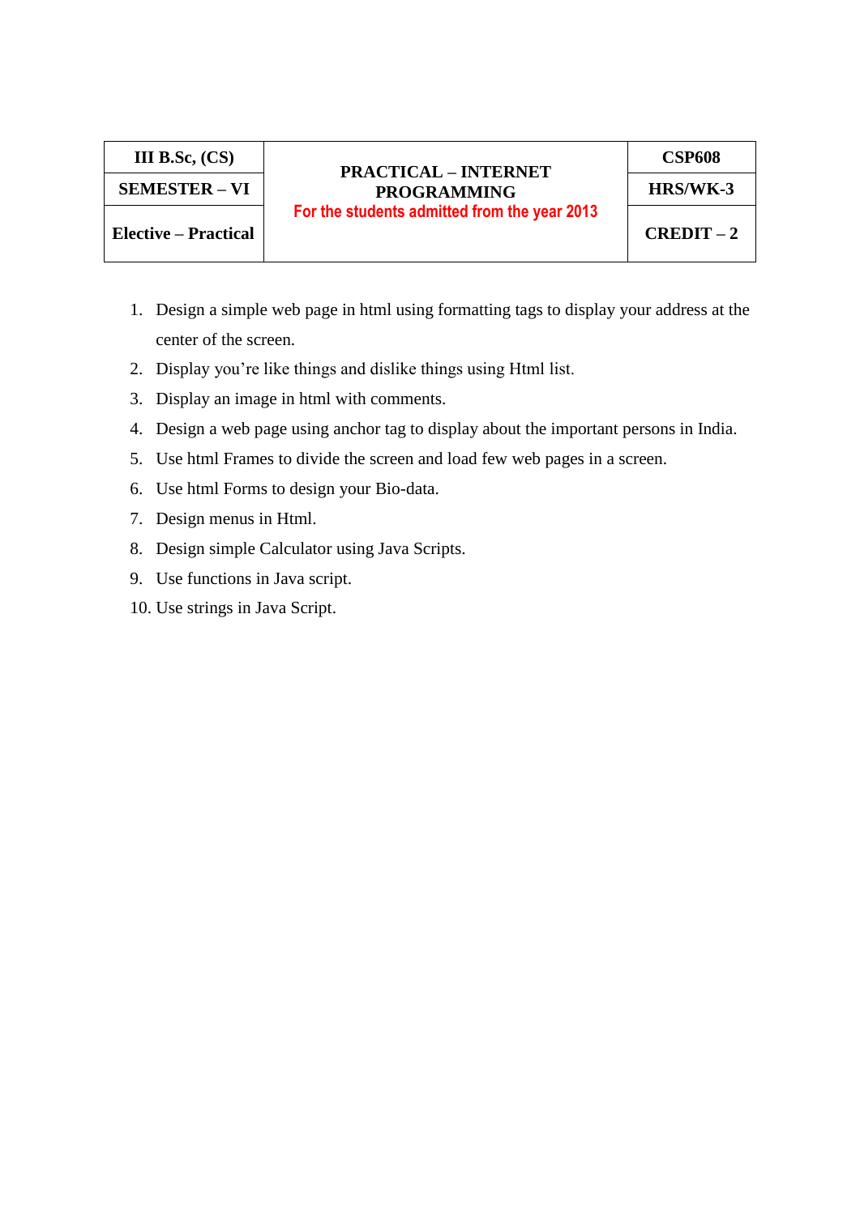| III B.Sc, (CS) | PRACTICAL – INTERNET PROGRAMMING For the students admitted from the year 2013 | CSP608 |
|---|---|---|
| SEMESTER – VI | | HRS/WK-3 |
| Elective – Practical | | CREDIT – 2 |

1. Design a simple web page in html using formatting tags to display your address at the center of the screen.
2. Display you're like things and dislike things using Html list.
3. Display an image in html with comments.
4. Design a web page using anchor tag to display about the important persons in India.
5. Use html Frames to divide the screen and load few web pages in a screen.
6. Use html Forms to design your Bio-data.
7. Design menus in Html.
8. Design simple Calculator using Java Scripts.
9. Use functions in Java script.
10. Use strings in Java Script.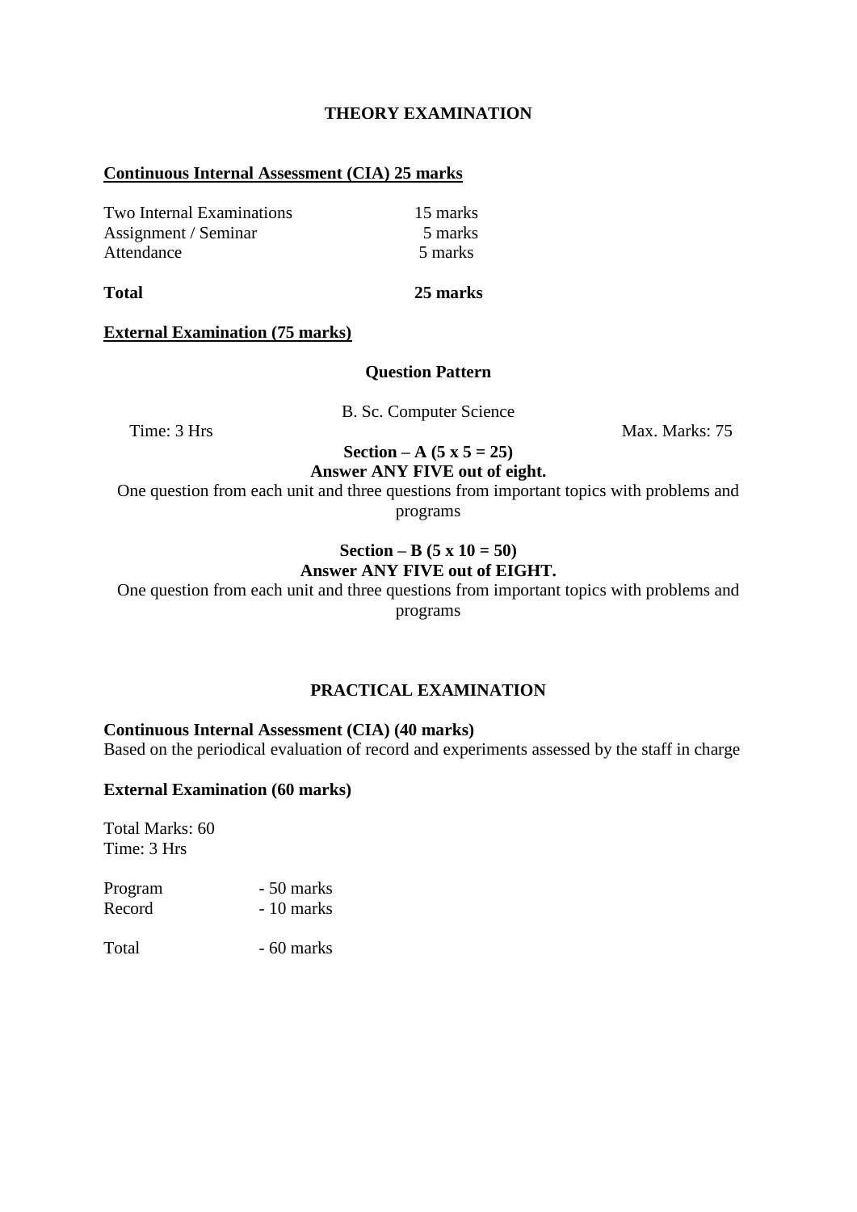## THEORY EXAMINATION

**Continuous Internal Assessment (CIA) 25 marks**

| | |
|---|---|
| Two Internal Examinations | 15 marks |
| Assignment / Seminar | 5 marks |
| Attendance | 5 marks |
| **Total** | **25 marks** |

**External Examination (75 marks)**

### Question Pattern

B. Sc. Computer Science

Time: 3 Hrs Max. Marks: 75

**Section – A (5 x 5 = 25)**

**Answer ANY FIVE out of eight.**

One question from each unit and three questions from important topics with problems and programs

**Section – B (5 x 10 = 50)**

**Answer ANY FIVE out of EIGHT.**

One question from each unit and three questions from important topics with problems and programs

## PRACTICAL EXAMINATION

**Continuous Internal Assessment (CIA) (40 marks)**

Based on the periodical evaluation of record and experiments assessed by the staff in charge

**External Examination (60 marks)**

Total Marks: 60
Time: 3 Hrs

| | |
|---|---|
| Program | - 50 marks |
| Record | - 10 marks |
| Total | - 60 marks |